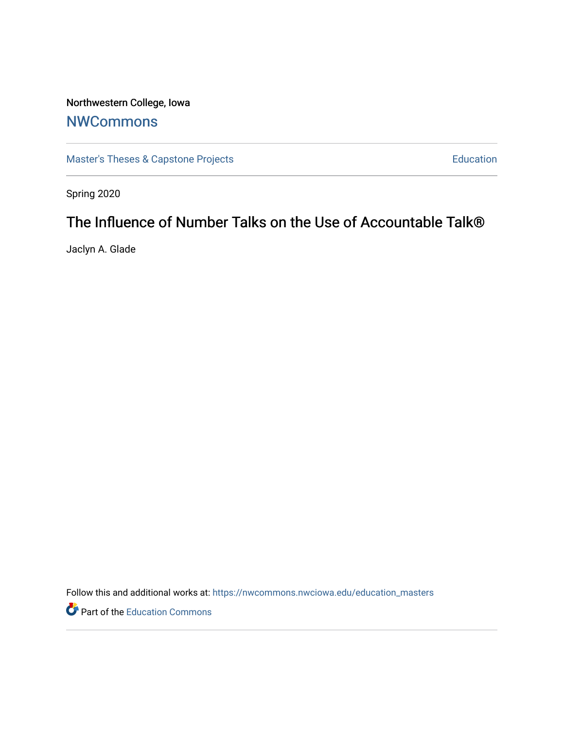Northwestern College, Iowa

# NWCommons

Master's Theses & Capstone Projects

Education

Spring 2020

## The Influence of Number Talks on the Use of Accountable Talk®

Jaclyn A. Glade

Follow this and additional works at: https://nwcommons.nwciowa.edu/education_masters

Part of the Education Commons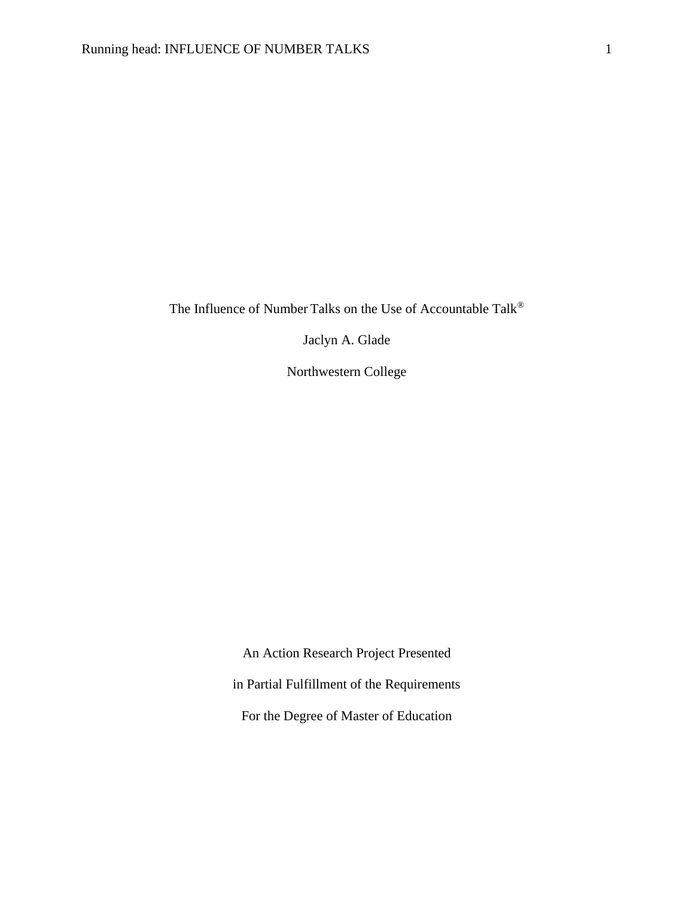The Influence of Number Talks on the Use of Accountable Talk®

Jaclyn A. Glade

Northwestern College

An Action Research Project Presented

in Partial Fulfillment of the Requirements

For the Degree of Master of Education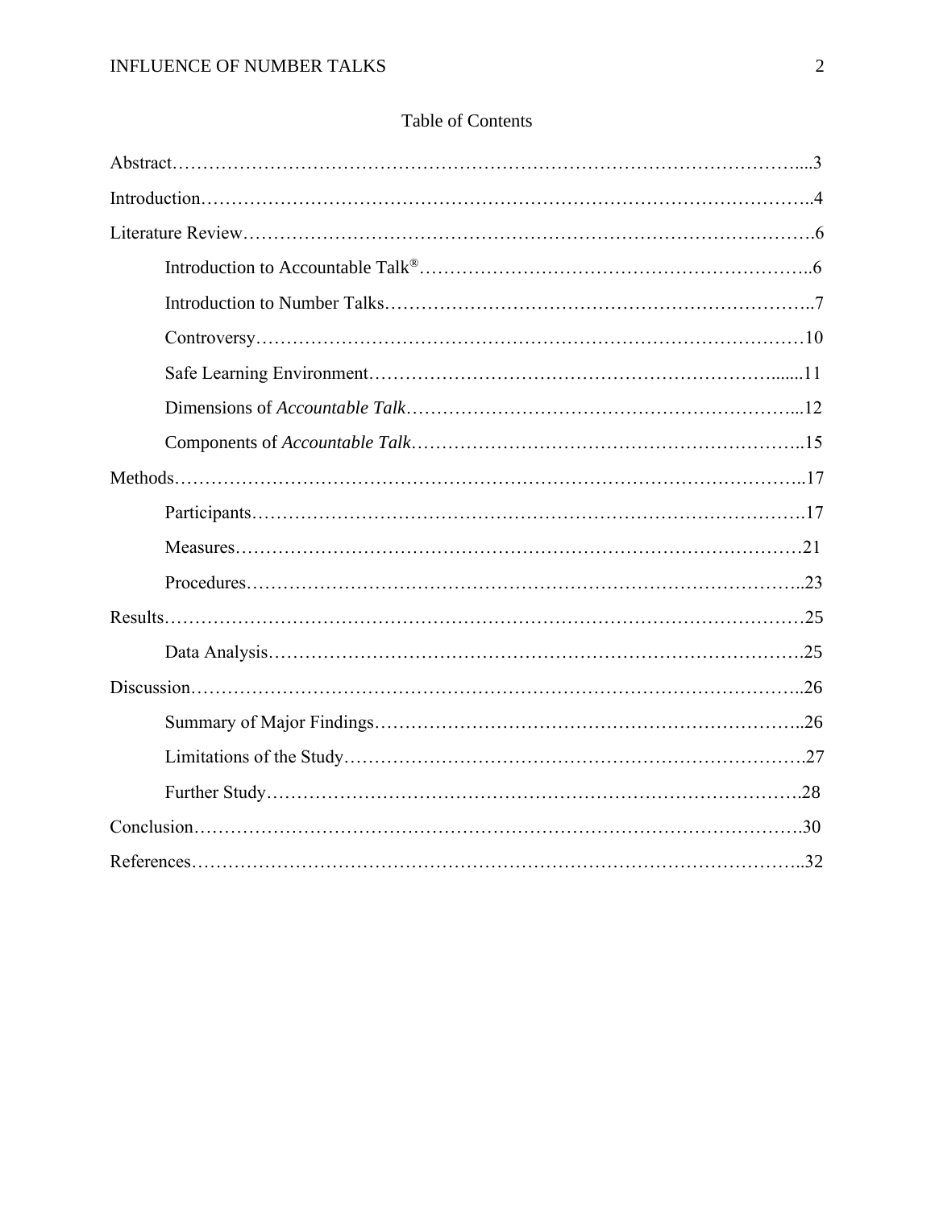## Table of Contents

Abstract....3

Introduction....4

Literature Review....6

- Introduction to Accountable Talk®....6
- Introduction to Number Talks....7
- Controversy....10
- Safe Learning Environment....11
- Dimensions of *Accountable Talk*....12
- Components of *Accountable Talk*....15

Methods....17

- Participants....17
- Measures....21
- Procedures....23

Results....25

- Data Analysis....25

Discussion....26

- Summary of Major Findings....26
- Limitations of the Study....27
- Further Study....28

Conclusion....30

References....32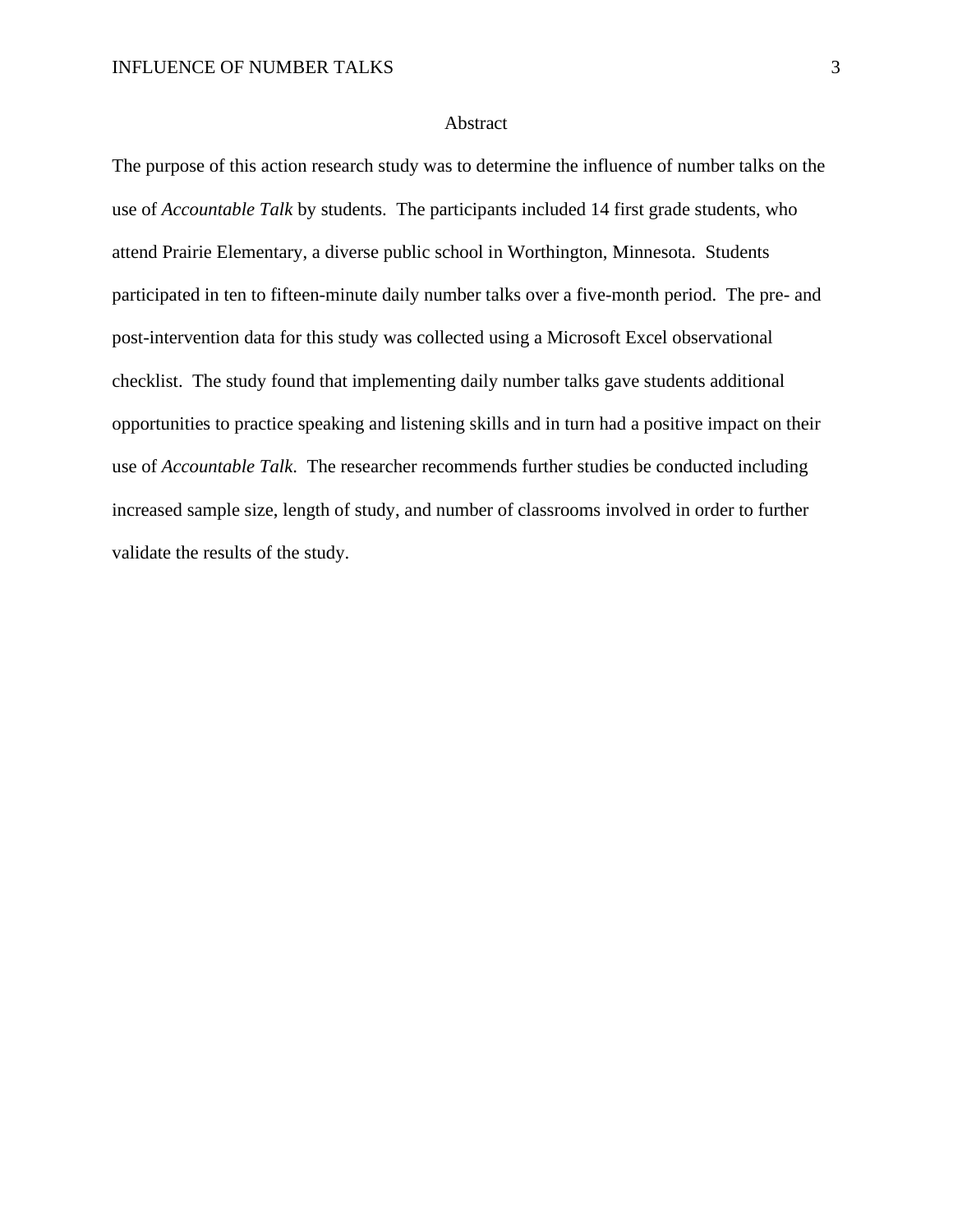## Abstract

The purpose of this action research study was to determine the influence of number talks on the use of *Accountable Talk* by students. The participants included 14 first grade students, who attend Prairie Elementary, a diverse public school in Worthington, Minnesota. Students participated in ten to fifteen-minute daily number talks over a five-month period. The pre- and post-intervention data for this study was collected using a Microsoft Excel observational checklist. The study found that implementing daily number talks gave students additional opportunities to practice speaking and listening skills and in turn had a positive impact on their use of *Accountable Talk*. The researcher recommends further studies be conducted including increased sample size, length of study, and number of classrooms involved in order to further validate the results of the study.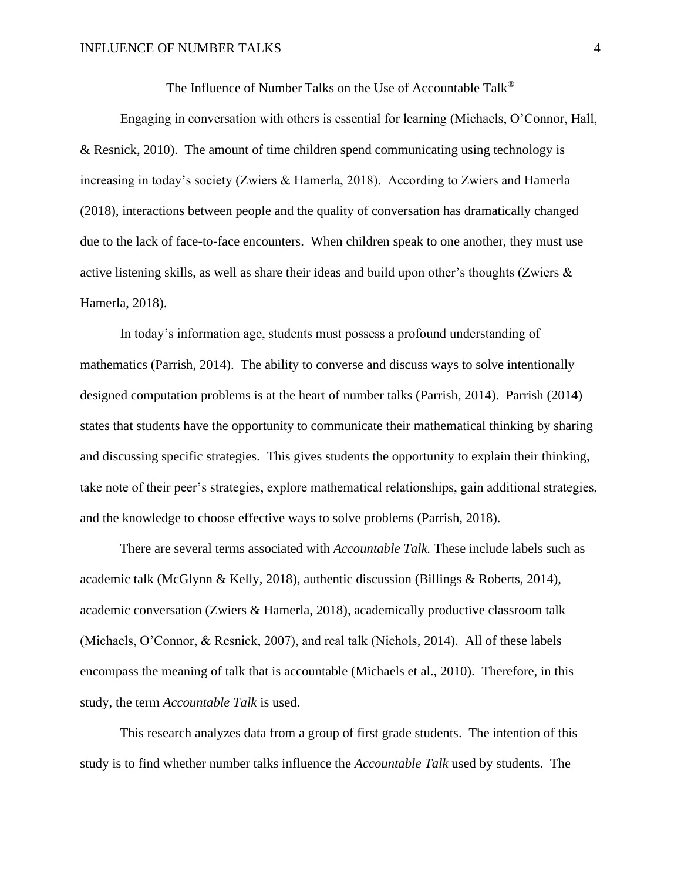# The Influence of Number Talks on the Use of Accountable Talk®

Engaging in conversation with others is essential for learning (Michaels, O'Connor, Hall, & Resnick, 2010). The amount of time children spend communicating using technology is increasing in today's society (Zwiers & Hamerla, 2018). According to Zwiers and Hamerla (2018), interactions between people and the quality of conversation has dramatically changed due to the lack of face-to-face encounters. When children speak to one another, they must use active listening skills, as well as share their ideas and build upon other's thoughts (Zwiers & Hamerla, 2018).

In today's information age, students must possess a profound understanding of mathematics (Parrish, 2014). The ability to converse and discuss ways to solve intentionally designed computation problems is at the heart of number talks (Parrish, 2014). Parrish (2014) states that students have the opportunity to communicate their mathematical thinking by sharing and discussing specific strategies. This gives students the opportunity to explain their thinking, take note of their peer's strategies, explore mathematical relationships, gain additional strategies, and the knowledge to choose effective ways to solve problems (Parrish, 2018).

There are several terms associated with *Accountable Talk.* These include labels such as academic talk (McGlynn & Kelly, 2018), authentic discussion (Billings & Roberts, 2014), academic conversation (Zwiers & Hamerla, 2018), academically productive classroom talk (Michaels, O'Connor, & Resnick, 2007), and real talk (Nichols, 2014). All of these labels encompass the meaning of talk that is accountable (Michaels et al., 2010). Therefore, in this study, the term *Accountable Talk* is used.

This research analyzes data from a group of first grade students. The intention of this study is to find whether number talks influence the *Accountable Talk* used by students. The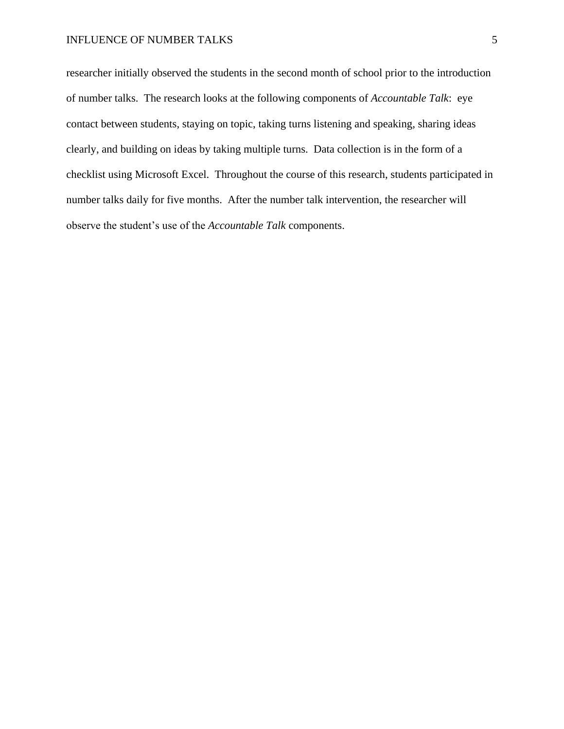researcher initially observed the students in the second month of school prior to the introduction of number talks. The research looks at the following components of *Accountable Talk*: eye contact between students, staying on topic, taking turns listening and speaking, sharing ideas clearly, and building on ideas by taking multiple turns. Data collection is in the form of a checklist using Microsoft Excel. Throughout the course of this research, students participated in number talks daily for five months. After the number talk intervention, the researcher will observe the student's use of the *Accountable Talk* components.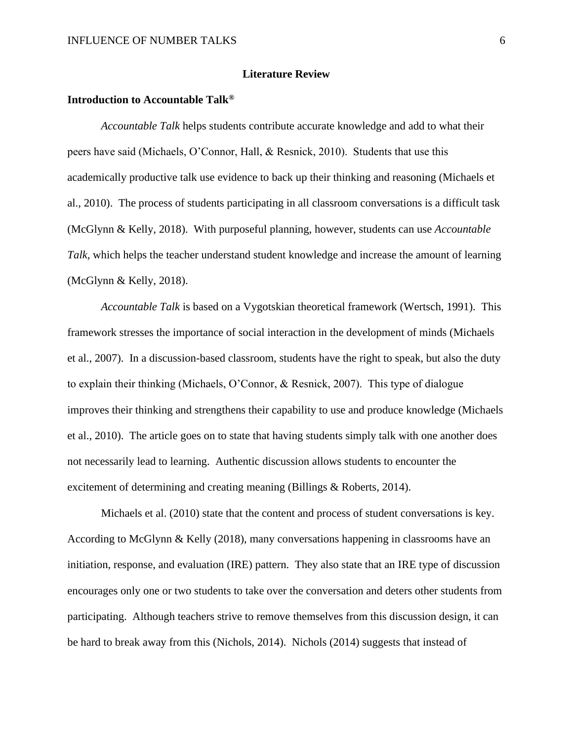## Literature Review

### Introduction to Accountable Talk®

*Accountable Talk* helps students contribute accurate knowledge and add to what their peers have said (Michaels, O'Connor, Hall, & Resnick, 2010). Students that use this academically productive talk use evidence to back up their thinking and reasoning (Michaels et al., 2010). The process of students participating in all classroom conversations is a difficult task (McGlynn & Kelly, 2018). With purposeful planning, however, students can use *Accountable Talk*, which helps the teacher understand student knowledge and increase the amount of learning (McGlynn & Kelly, 2018).

*Accountable Talk* is based on a Vygotskian theoretical framework (Wertsch, 1991). This framework stresses the importance of social interaction in the development of minds (Michaels et al., 2007). In a discussion-based classroom, students have the right to speak, but also the duty to explain their thinking (Michaels, O'Connor, & Resnick, 2007). This type of dialogue improves their thinking and strengthens their capability to use and produce knowledge (Michaels et al., 2010). The article goes on to state that having students simply talk with one another does not necessarily lead to learning. Authentic discussion allows students to encounter the excitement of determining and creating meaning (Billings & Roberts, 2014).

Michaels et al. (2010) state that the content and process of student conversations is key. According to McGlynn & Kelly (2018), many conversations happening in classrooms have an initiation, response, and evaluation (IRE) pattern. They also state that an IRE type of discussion encourages only one or two students to take over the conversation and deters other students from participating. Although teachers strive to remove themselves from this discussion design, it can be hard to break away from this (Nichols, 2014). Nichols (2014) suggests that instead of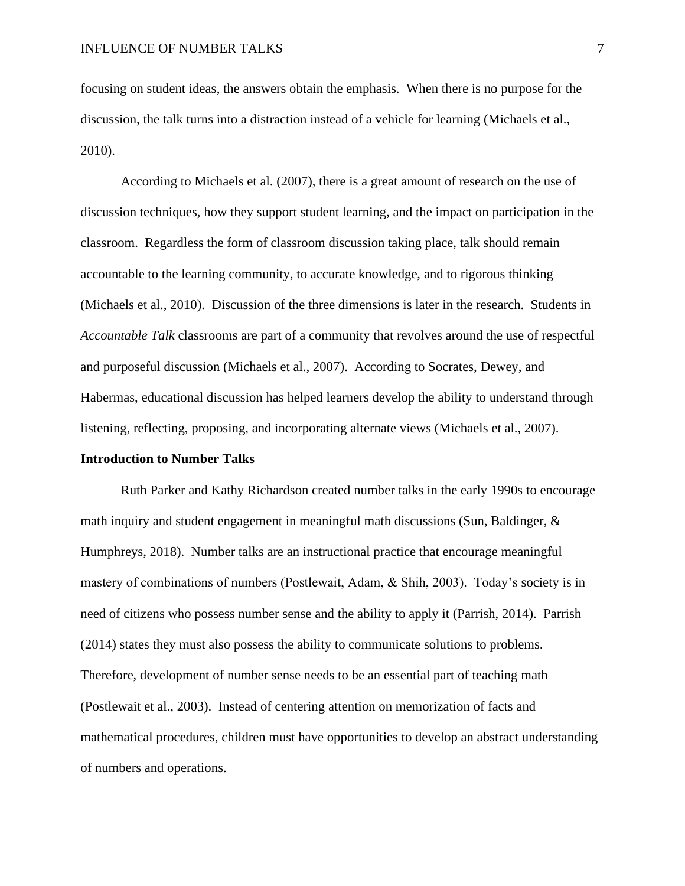focusing on student ideas, the answers obtain the emphasis. When there is no purpose for the discussion, the talk turns into a distraction instead of a vehicle for learning (Michaels et al., 2010).

According to Michaels et al. (2007), there is a great amount of research on the use of discussion techniques, how they support student learning, and the impact on participation in the classroom. Regardless the form of classroom discussion taking place, talk should remain accountable to the learning community, to accurate knowledge, and to rigorous thinking (Michaels et al., 2010). Discussion of the three dimensions is later in the research. Students in *Accountable Talk* classrooms are part of a community that revolves around the use of respectful and purposeful discussion (Michaels et al., 2007). According to Socrates, Dewey, and Habermas, educational discussion has helped learners develop the ability to understand through listening, reflecting, proposing, and incorporating alternate views (Michaels et al., 2007).

**Introduction to Number Talks**

Ruth Parker and Kathy Richardson created number talks in the early 1990s to encourage math inquiry and student engagement in meaningful math discussions (Sun, Baldinger, & Humphreys, 2018). Number talks are an instructional practice that encourage meaningful mastery of combinations of numbers (Postlewait, Adam, & Shih, 2003). Today's society is in need of citizens who possess number sense and the ability to apply it (Parrish, 2014). Parrish (2014) states they must also possess the ability to communicate solutions to problems. Therefore, development of number sense needs to be an essential part of teaching math (Postlewait et al., 2003). Instead of centering attention on memorization of facts and mathematical procedures, children must have opportunities to develop an abstract understanding of numbers and operations.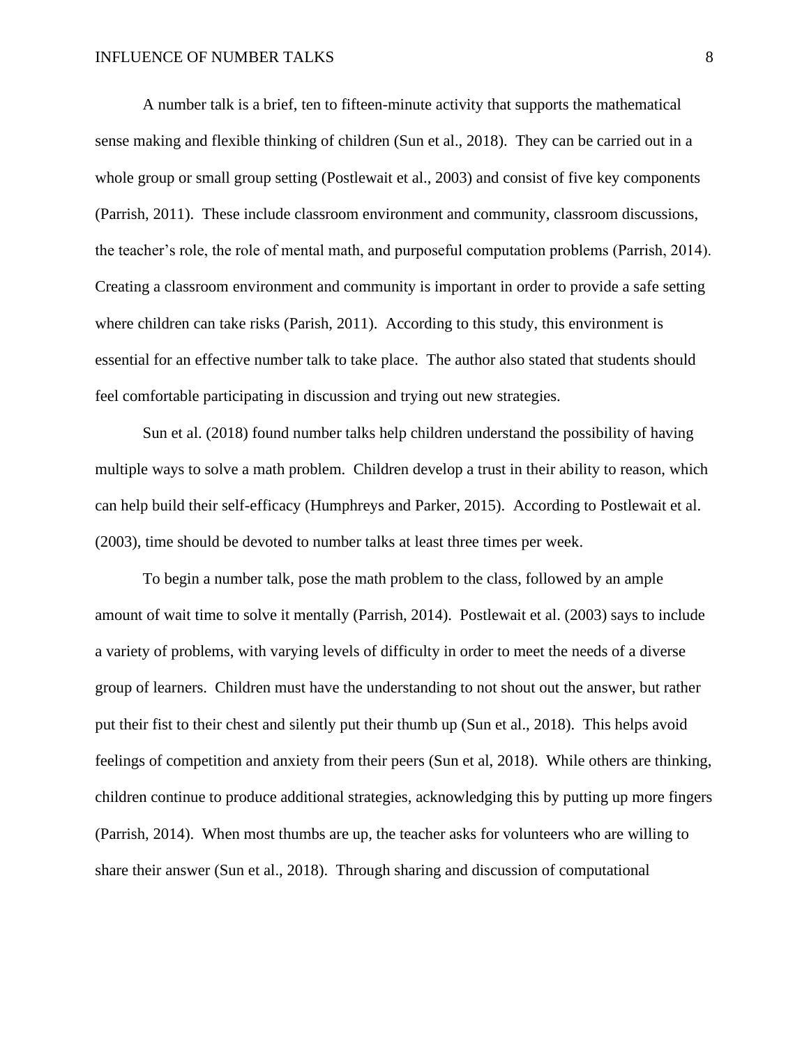A number talk is a brief, ten to fifteen-minute activity that supports the mathematical sense making and flexible thinking of children (Sun et al., 2018). They can be carried out in a whole group or small group setting (Postlewait et al., 2003) and consist of five key components (Parrish, 2011). These include classroom environment and community, classroom discussions, the teacher's role, the role of mental math, and purposeful computation problems (Parrish, 2014). Creating a classroom environment and community is important in order to provide a safe setting where children can take risks (Parish, 2011). According to this study, this environment is essential for an effective number talk to take place. The author also stated that students should feel comfortable participating in discussion and trying out new strategies.

Sun et al. (2018) found number talks help children understand the possibility of having multiple ways to solve a math problem. Children develop a trust in their ability to reason, which can help build their self-efficacy (Humphreys and Parker, 2015). According to Postlewait et al. (2003), time should be devoted to number talks at least three times per week.

To begin a number talk, pose the math problem to the class, followed by an ample amount of wait time to solve it mentally (Parrish, 2014). Postlewait et al. (2003) says to include a variety of problems, with varying levels of difficulty in order to meet the needs of a diverse group of learners. Children must have the understanding to not shout out the answer, but rather put their fist to their chest and silently put their thumb up (Sun et al., 2018). This helps avoid feelings of competition and anxiety from their peers (Sun et al, 2018). While others are thinking, children continue to produce additional strategies, acknowledging this by putting up more fingers (Parrish, 2014). When most thumbs are up, the teacher asks for volunteers who are willing to share their answer (Sun et al., 2018). Through sharing and discussion of computational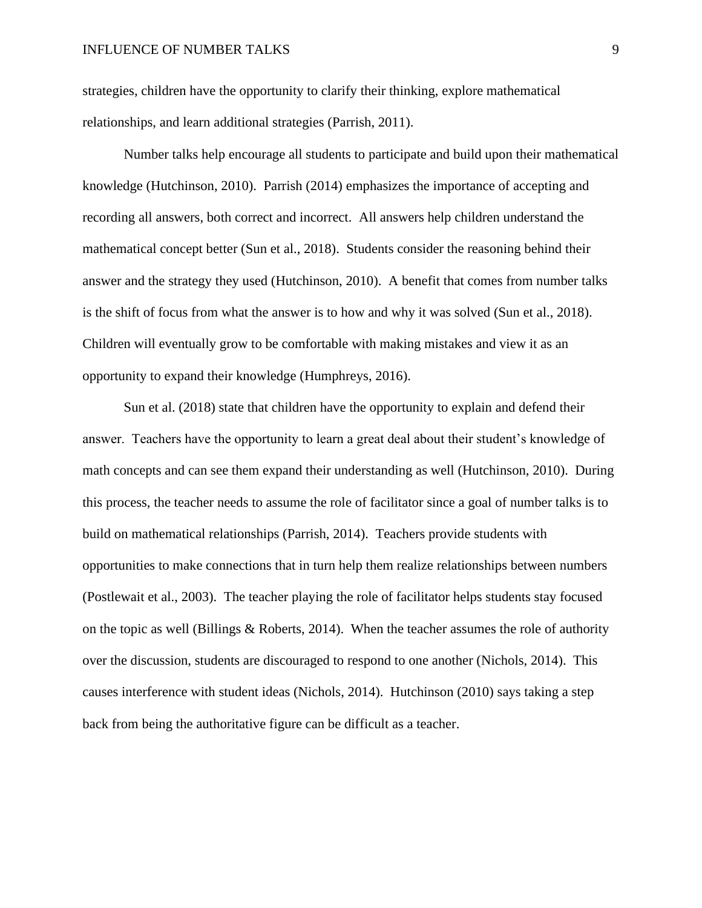strategies, children have the opportunity to clarify their thinking, explore mathematical relationships, and learn additional strategies (Parrish, 2011).

Number talks help encourage all students to participate and build upon their mathematical knowledge (Hutchinson, 2010). Parrish (2014) emphasizes the importance of accepting and recording all answers, both correct and incorrect. All answers help children understand the mathematical concept better (Sun et al., 2018). Students consider the reasoning behind their answer and the strategy they used (Hutchinson, 2010). A benefit that comes from number talks is the shift of focus from what the answer is to how and why it was solved (Sun et al., 2018). Children will eventually grow to be comfortable with making mistakes and view it as an opportunity to expand their knowledge (Humphreys, 2016).

Sun et al. (2018) state that children have the opportunity to explain and defend their answer. Teachers have the opportunity to learn a great deal about their student's knowledge of math concepts and can see them expand their understanding as well (Hutchinson, 2010). During this process, the teacher needs to assume the role of facilitator since a goal of number talks is to build on mathematical relationships (Parrish, 2014). Teachers provide students with opportunities to make connections that in turn help them realize relationships between numbers (Postlewait et al., 2003). The teacher playing the role of facilitator helps students stay focused on the topic as well (Billings & Roberts, 2014). When the teacher assumes the role of authority over the discussion, students are discouraged to respond to one another (Nichols, 2014). This causes interference with student ideas (Nichols, 2014). Hutchinson (2010) says taking a step back from being the authoritative figure can be difficult as a teacher.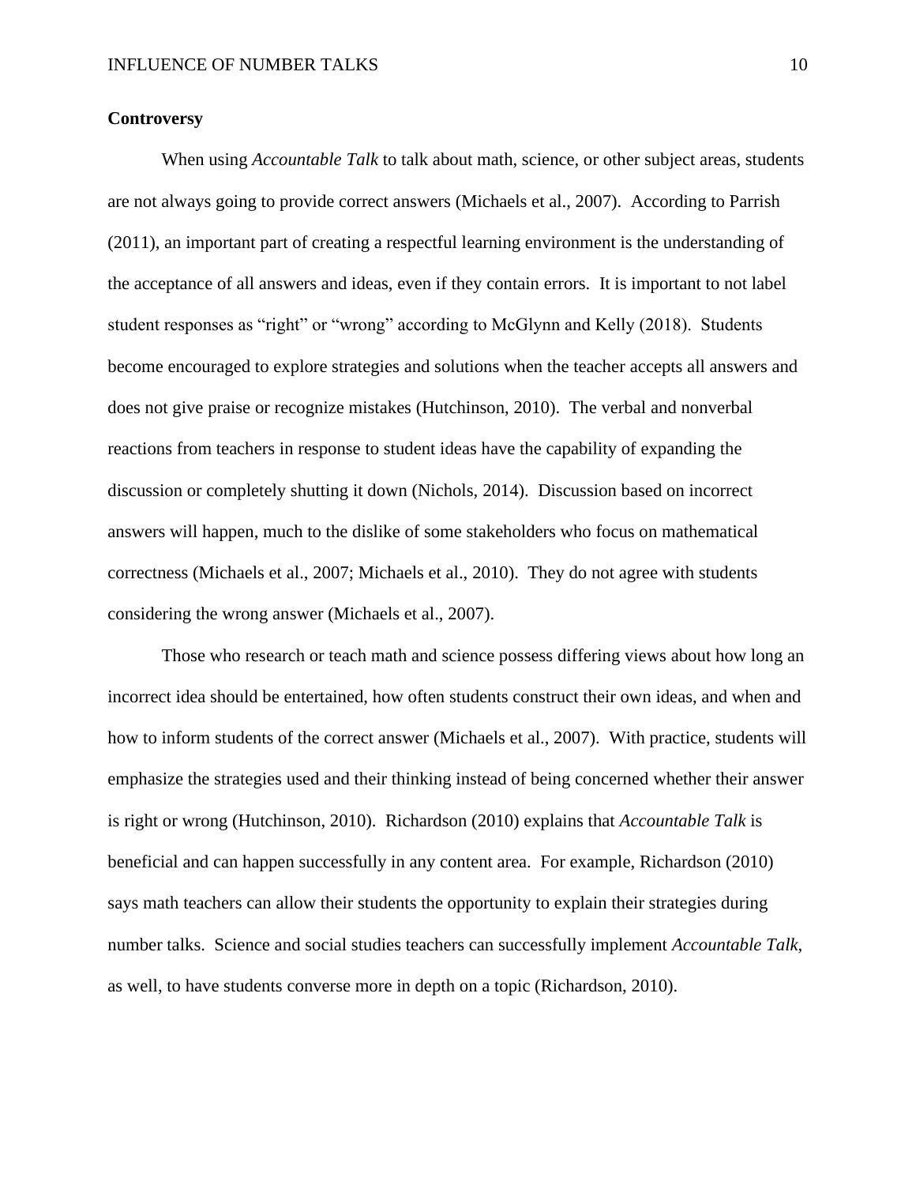**Controversy**

When using *Accountable Talk* to talk about math, science, or other subject areas, students are not always going to provide correct answers (Michaels et al., 2007). According to Parrish (2011), an important part of creating a respectful learning environment is the understanding of the acceptance of all answers and ideas, even if they contain errors. It is important to not label student responses as "right" or "wrong" according to McGlynn and Kelly (2018). Students become encouraged to explore strategies and solutions when the teacher accepts all answers and does not give praise or recognize mistakes (Hutchinson, 2010). The verbal and nonverbal reactions from teachers in response to student ideas have the capability of expanding the discussion or completely shutting it down (Nichols, 2014). Discussion based on incorrect answers will happen, much to the dislike of some stakeholders who focus on mathematical correctness (Michaels et al., 2007; Michaels et al., 2010). They do not agree with students considering the wrong answer (Michaels et al., 2007).

Those who research or teach math and science possess differing views about how long an incorrect idea should be entertained, how often students construct their own ideas, and when and how to inform students of the correct answer (Michaels et al., 2007). With practice, students will emphasize the strategies used and their thinking instead of being concerned whether their answer is right or wrong (Hutchinson, 2010). Richardson (2010) explains that *Accountable Talk* is beneficial and can happen successfully in any content area. For example, Richardson (2010) says math teachers can allow their students the opportunity to explain their strategies during number talks. Science and social studies teachers can successfully implement *Accountable Talk*, as well, to have students converse more in depth on a topic (Richardson, 2010).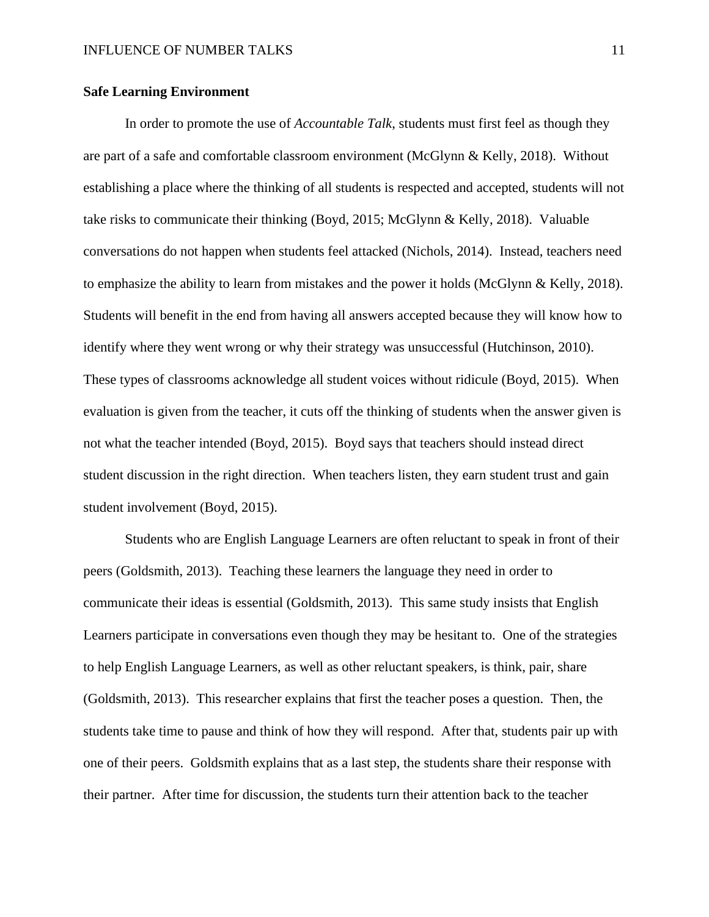**Safe Learning Environment**

In order to promote the use of *Accountable Talk*, students must first feel as though they are part of a safe and comfortable classroom environment (McGlynn & Kelly, 2018). Without establishing a place where the thinking of all students is respected and accepted, students will not take risks to communicate their thinking (Boyd, 2015; McGlynn & Kelly, 2018). Valuable conversations do not happen when students feel attacked (Nichols, 2014). Instead, teachers need to emphasize the ability to learn from mistakes and the power it holds (McGlynn & Kelly, 2018). Students will benefit in the end from having all answers accepted because they will know how to identify where they went wrong or why their strategy was unsuccessful (Hutchinson, 2010). These types of classrooms acknowledge all student voices without ridicule (Boyd, 2015). When evaluation is given from the teacher, it cuts off the thinking of students when the answer given is not what the teacher intended (Boyd, 2015). Boyd says that teachers should instead direct student discussion in the right direction. When teachers listen, they earn student trust and gain student involvement (Boyd, 2015).

Students who are English Language Learners are often reluctant to speak in front of their peers (Goldsmith, 2013). Teaching these learners the language they need in order to communicate their ideas is essential (Goldsmith, 2013). This same study insists that English Learners participate in conversations even though they may be hesitant to. One of the strategies to help English Language Learners, as well as other reluctant speakers, is think, pair, share (Goldsmith, 2013). This researcher explains that first the teacher poses a question. Then, the students take time to pause and think of how they will respond. After that, students pair up with one of their peers. Goldsmith explains that as a last step, the students share their response with their partner. After time for discussion, the students turn their attention back to the teacher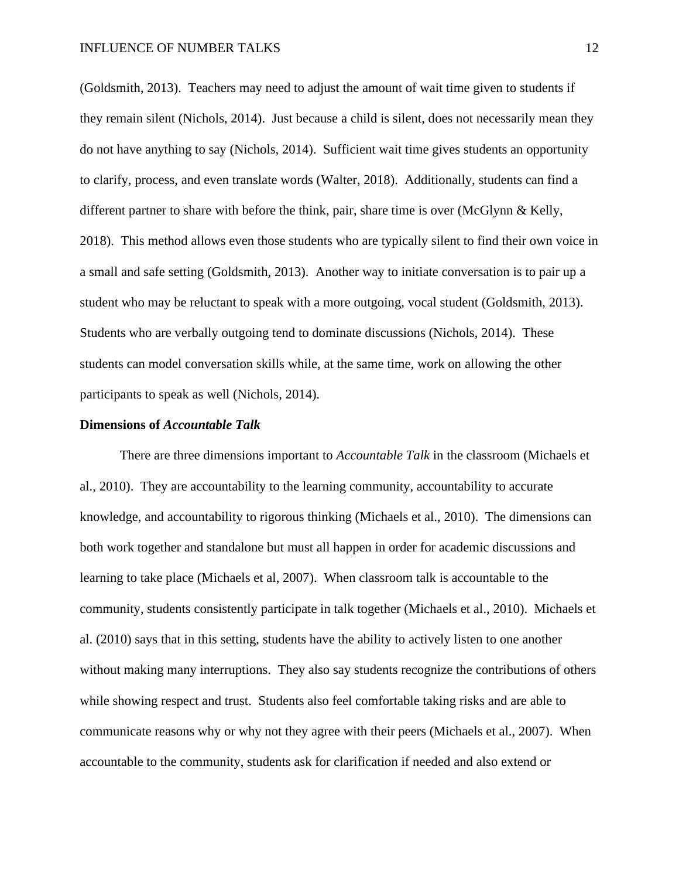(Goldsmith, 2013). Teachers may need to adjust the amount of wait time given to students if they remain silent (Nichols, 2014). Just because a child is silent, does not necessarily mean they do not have anything to say (Nichols, 2014). Sufficient wait time gives students an opportunity to clarify, process, and even translate words (Walter, 2018). Additionally, students can find a different partner to share with before the think, pair, share time is over (McGlynn & Kelly, 2018). This method allows even those students who are typically silent to find their own voice in a small and safe setting (Goldsmith, 2013). Another way to initiate conversation is to pair up a student who may be reluctant to speak with a more outgoing, vocal student (Goldsmith, 2013). Students who are verbally outgoing tend to dominate discussions (Nichols, 2014). These students can model conversation skills while, at the same time, work on allowing the other participants to speak as well (Nichols, 2014).

### Dimensions of *Accountable Talk*

There are three dimensions important to *Accountable Talk* in the classroom (Michaels et al., 2010). They are accountability to the learning community, accountability to accurate knowledge, and accountability to rigorous thinking (Michaels et al., 2010). The dimensions can both work together and standalone but must all happen in order for academic discussions and learning to take place (Michaels et al, 2007). When classroom talk is accountable to the community, students consistently participate in talk together (Michaels et al., 2010). Michaels et al. (2010) says that in this setting, students have the ability to actively listen to one another without making many interruptions. They also say students recognize the contributions of others while showing respect and trust. Students also feel comfortable taking risks and are able to communicate reasons why or why not they agree with their peers (Michaels et al., 2007). When accountable to the community, students ask for clarification if needed and also extend or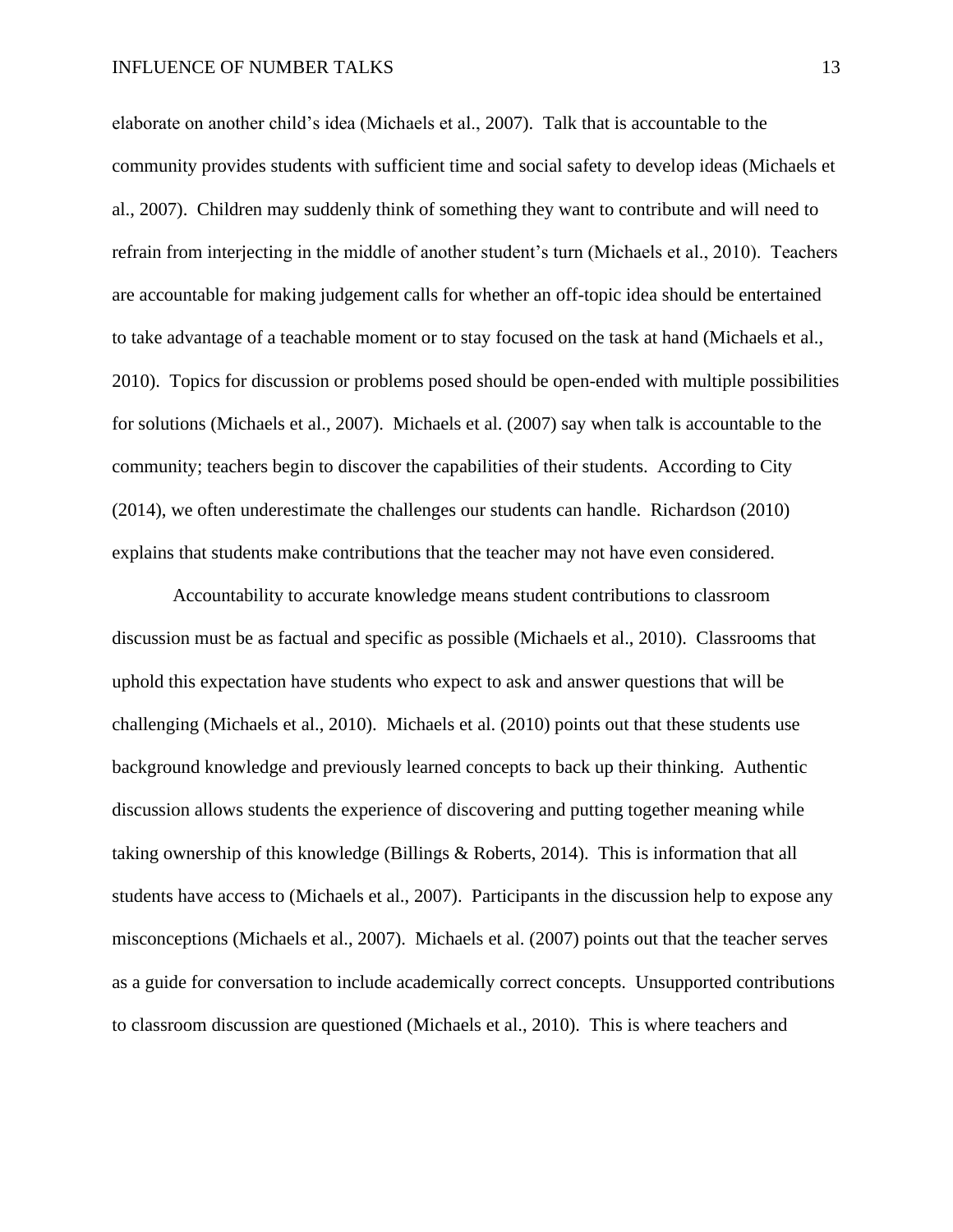elaborate on another child's idea (Michaels et al., 2007). Talk that is accountable to the community provides students with sufficient time and social safety to develop ideas (Michaels et al., 2007). Children may suddenly think of something they want to contribute and will need to refrain from interjecting in the middle of another student's turn (Michaels et al., 2010). Teachers are accountable for making judgement calls for whether an off-topic idea should be entertained to take advantage of a teachable moment or to stay focused on the task at hand (Michaels et al., 2010). Topics for discussion or problems posed should be open-ended with multiple possibilities for solutions (Michaels et al., 2007). Michaels et al. (2007) say when talk is accountable to the community; teachers begin to discover the capabilities of their students. According to City (2014), we often underestimate the challenges our students can handle. Richardson (2010) explains that students make contributions that the teacher may not have even considered.

Accountability to accurate knowledge means student contributions to classroom discussion must be as factual and specific as possible (Michaels et al., 2010). Classrooms that uphold this expectation have students who expect to ask and answer questions that will be challenging (Michaels et al., 2010). Michaels et al. (2010) points out that these students use background knowledge and previously learned concepts to back up their thinking. Authentic discussion allows students the experience of discovering and putting together meaning while taking ownership of this knowledge (Billings & Roberts, 2014). This is information that all students have access to (Michaels et al., 2007). Participants in the discussion help to expose any misconceptions (Michaels et al., 2007). Michaels et al. (2007) points out that the teacher serves as a guide for conversation to include academically correct concepts. Unsupported contributions to classroom discussion are questioned (Michaels et al., 2010). This is where teachers and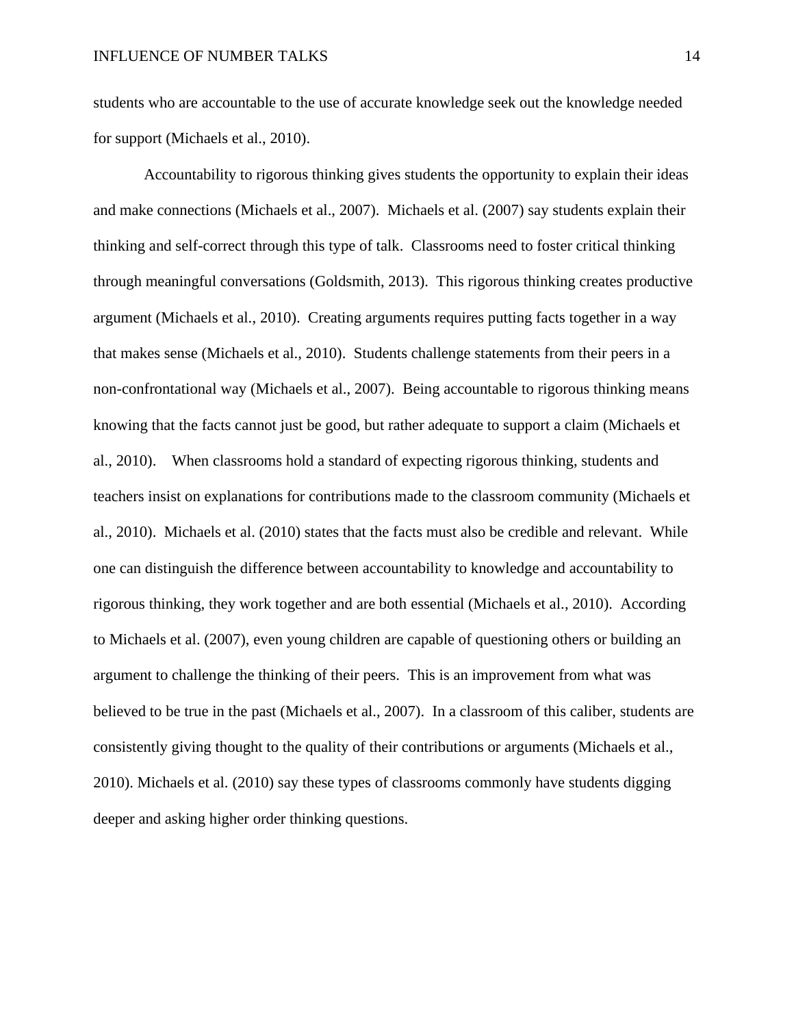students who are accountable to the use of accurate knowledge seek out the knowledge needed for support (Michaels et al., 2010).

Accountability to rigorous thinking gives students the opportunity to explain their ideas and make connections (Michaels et al., 2007). Michaels et al. (2007) say students explain their thinking and self-correct through this type of talk. Classrooms need to foster critical thinking through meaningful conversations (Goldsmith, 2013). This rigorous thinking creates productive argument (Michaels et al., 2010). Creating arguments requires putting facts together in a way that makes sense (Michaels et al., 2010). Students challenge statements from their peers in a non-confrontational way (Michaels et al., 2007). Being accountable to rigorous thinking means knowing that the facts cannot just be good, but rather adequate to support a claim (Michaels et al., 2010). When classrooms hold a standard of expecting rigorous thinking, students and teachers insist on explanations for contributions made to the classroom community (Michaels et al., 2010). Michaels et al. (2010) states that the facts must also be credible and relevant. While one can distinguish the difference between accountability to knowledge and accountability to rigorous thinking, they work together and are both essential (Michaels et al., 2010). According to Michaels et al. (2007), even young children are capable of questioning others or building an argument to challenge the thinking of their peers. This is an improvement from what was believed to be true in the past (Michaels et al., 2007). In a classroom of this caliber, students are consistently giving thought to the quality of their contributions or arguments (Michaels et al., 2010). Michaels et al. (2010) say these types of classrooms commonly have students digging deeper and asking higher order thinking questions.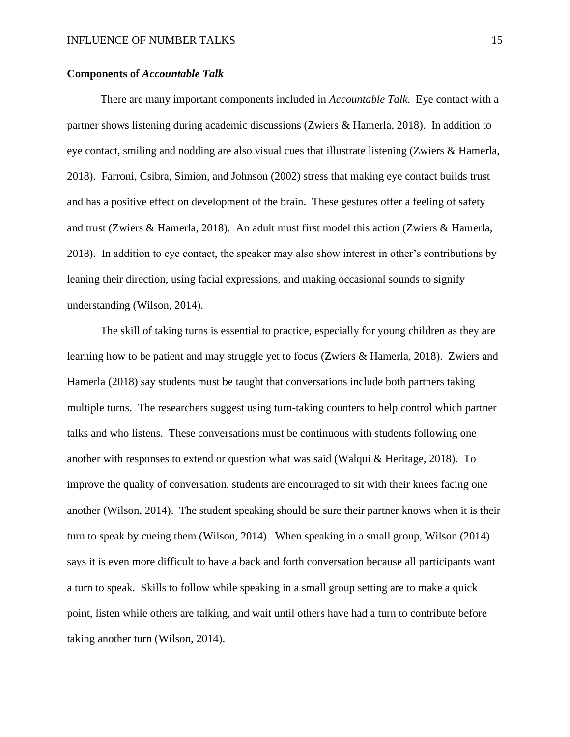**Components of *Accountable Talk***

There are many important components included in *Accountable Talk*. Eye contact with a partner shows listening during academic discussions (Zwiers & Hamerla, 2018). In addition to eye contact, smiling and nodding are also visual cues that illustrate listening (Zwiers & Hamerla, 2018). Farroni, Csibra, Simion, and Johnson (2002) stress that making eye contact builds trust and has a positive effect on development of the brain. These gestures offer a feeling of safety and trust (Zwiers & Hamerla, 2018). An adult must first model this action (Zwiers & Hamerla, 2018). In addition to eye contact, the speaker may also show interest in other's contributions by leaning their direction, using facial expressions, and making occasional sounds to signify understanding (Wilson, 2014).

The skill of taking turns is essential to practice, especially for young children as they are learning how to be patient and may struggle yet to focus (Zwiers & Hamerla, 2018). Zwiers and Hamerla (2018) say students must be taught that conversations include both partners taking multiple turns. The researchers suggest using turn-taking counters to help control which partner talks and who listens. These conversations must be continuous with students following one another with responses to extend or question what was said (Walqui & Heritage, 2018). To improve the quality of conversation, students are encouraged to sit with their knees facing one another (Wilson, 2014). The student speaking should be sure their partner knows when it is their turn to speak by cueing them (Wilson, 2014). When speaking in a small group, Wilson (2014) says it is even more difficult to have a back and forth conversation because all participants want a turn to speak. Skills to follow while speaking in a small group setting are to make a quick point, listen while others are talking, and wait until others have had a turn to contribute before taking another turn (Wilson, 2014).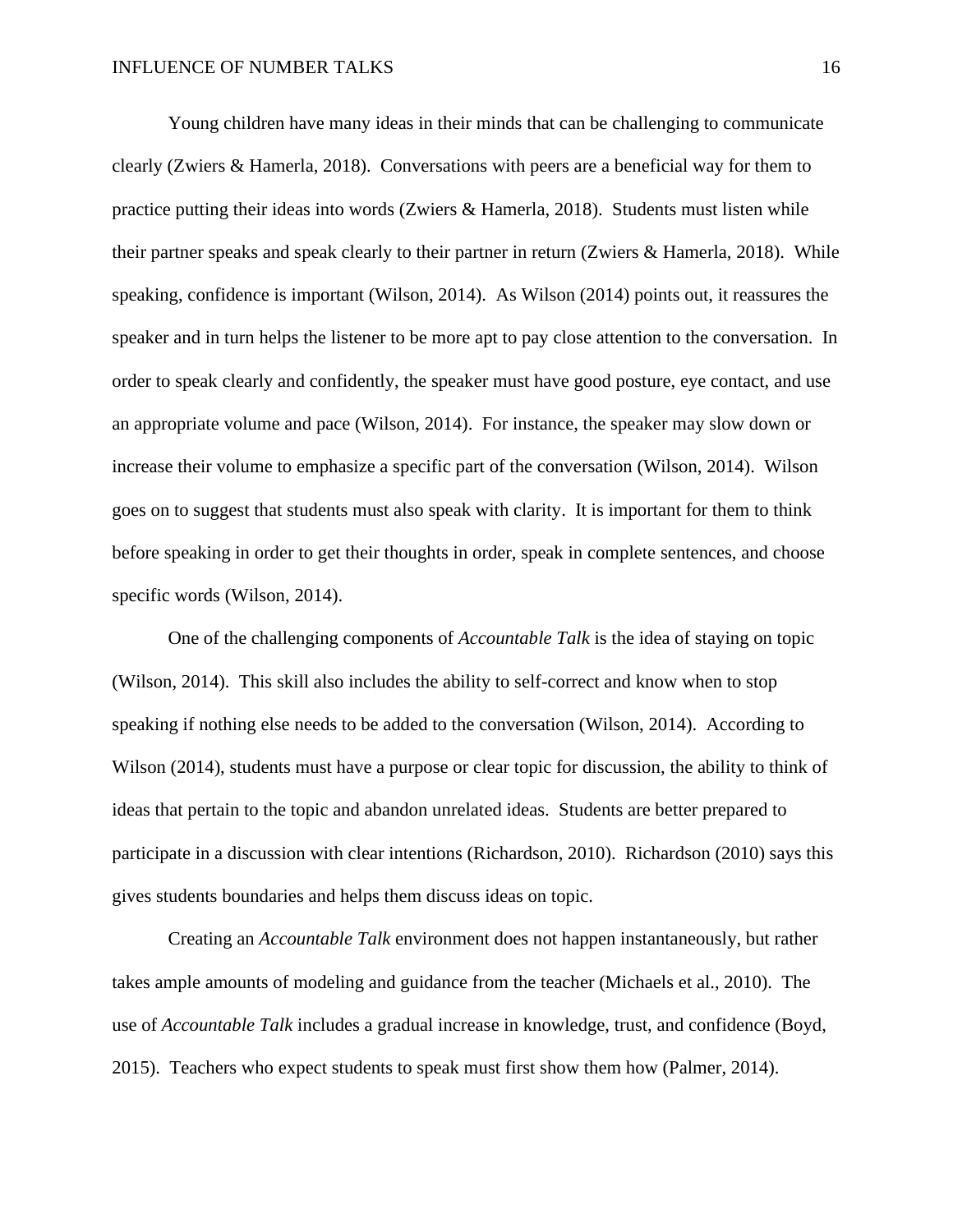Young children have many ideas in their minds that can be challenging to communicate clearly (Zwiers & Hamerla, 2018). Conversations with peers are a beneficial way for them to practice putting their ideas into words (Zwiers & Hamerla, 2018). Students must listen while their partner speaks and speak clearly to their partner in return (Zwiers & Hamerla, 2018). While speaking, confidence is important (Wilson, 2014). As Wilson (2014) points out, it reassures the speaker and in turn helps the listener to be more apt to pay close attention to the conversation. In order to speak clearly and confidently, the speaker must have good posture, eye contact, and use an appropriate volume and pace (Wilson, 2014). For instance, the speaker may slow down or increase their volume to emphasize a specific part of the conversation (Wilson, 2014). Wilson goes on to suggest that students must also speak with clarity. It is important for them to think before speaking in order to get their thoughts in order, speak in complete sentences, and choose specific words (Wilson, 2014).

One of the challenging components of *Accountable Talk* is the idea of staying on topic (Wilson, 2014). This skill also includes the ability to self-correct and know when to stop speaking if nothing else needs to be added to the conversation (Wilson, 2014). According to Wilson (2014), students must have a purpose or clear topic for discussion, the ability to think of ideas that pertain to the topic and abandon unrelated ideas. Students are better prepared to participate in a discussion with clear intentions (Richardson, 2010). Richardson (2010) says this gives students boundaries and helps them discuss ideas on topic.

Creating an *Accountable Talk* environment does not happen instantaneously, but rather takes ample amounts of modeling and guidance from the teacher (Michaels et al., 2010). The use of *Accountable Talk* includes a gradual increase in knowledge, trust, and confidence (Boyd, 2015). Teachers who expect students to speak must first show them how (Palmer, 2014).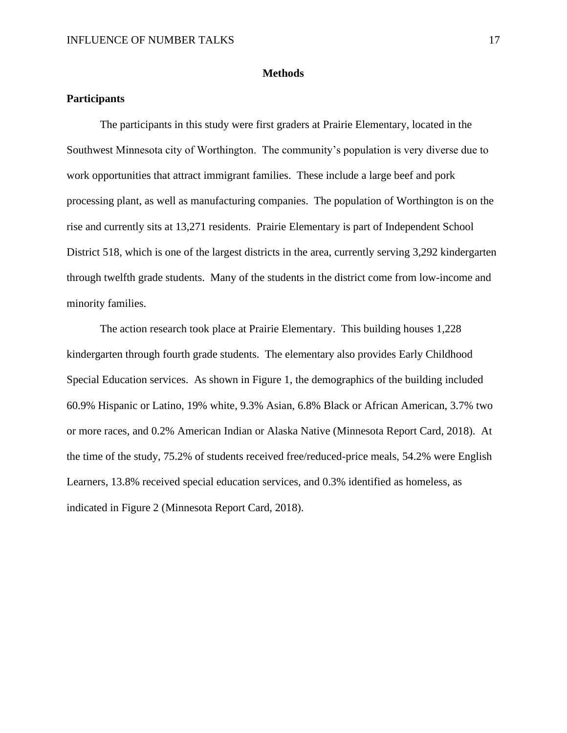# Methods

## Participants

The participants in this study were first graders at Prairie Elementary, located in the Southwest Minnesota city of Worthington. The community's population is very diverse due to work opportunities that attract immigrant families. These include a large beef and pork processing plant, as well as manufacturing companies. The population of Worthington is on the rise and currently sits at 13,271 residents. Prairie Elementary is part of Independent School District 518, which is one of the largest districts in the area, currently serving 3,292 kindergarten through twelfth grade students. Many of the students in the district come from low-income and minority families.

The action research took place at Prairie Elementary. This building houses 1,228 kindergarten through fourth grade students. The elementary also provides Early Childhood Special Education services. As shown in Figure 1, the demographics of the building included 60.9% Hispanic or Latino, 19% white, 9.3% Asian, 6.8% Black or African American, 3.7% two or more races, and 0.2% American Indian or Alaska Native (Minnesota Report Card, 2018). At the time of the study, 75.2% of students received free/reduced-price meals, 54.2% were English Learners, 13.8% received special education services, and 0.3% identified as homeless, as indicated in Figure 2 (Minnesota Report Card, 2018).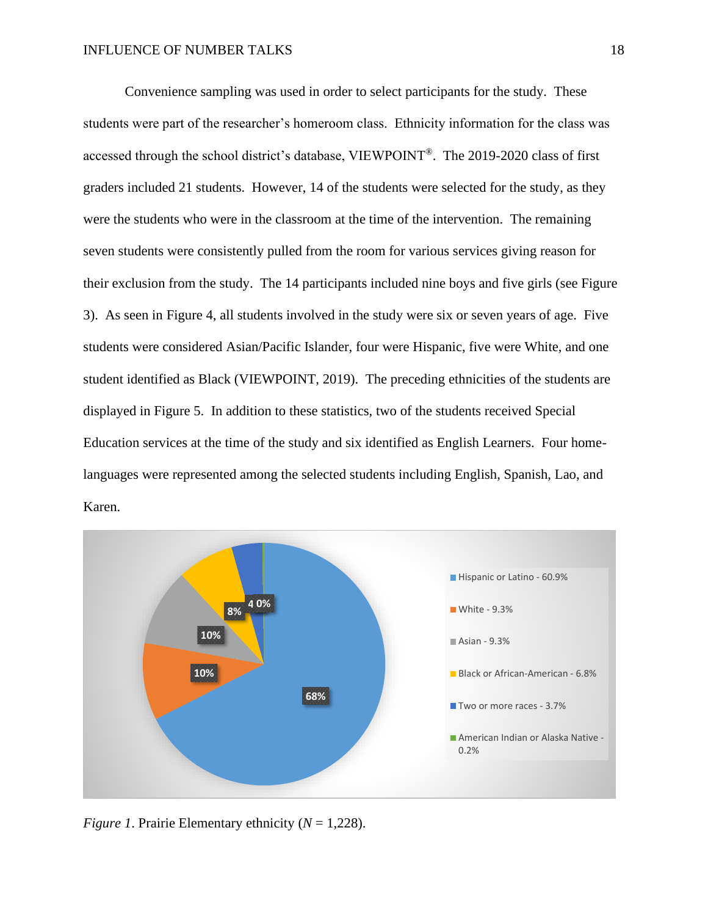Convenience sampling was used in order to select participants for the study. These students were part of the researcher's homeroom class. Ethnicity information for the class was accessed through the school district's database, VIEWPOINT®. The 2019-2020 class of first graders included 21 students. However, 14 of the students were selected for the study, as they were the students who were in the classroom at the time of the intervention. The remaining seven students were consistently pulled from the room for various services giving reason for their exclusion from the study. The 14 participants included nine boys and five girls (see Figure 3). As seen in Figure 4, all students involved in the study were six or seven years of age. Five students were considered Asian/Pacific Islander, four were Hispanic, five were White, and one student identified as Black (VIEWPOINT, 2019). The preceding ethnicities of the students are displayed in Figure 5. In addition to these statistics, two of the students received Special Education services at the time of the study and six identified as English Learners. Four home-languages were represented among the selected students including English, Spanish, Lao, and Karen.

*Figure 1*. Prairie Elementary ethnicity (*N* = 1,228).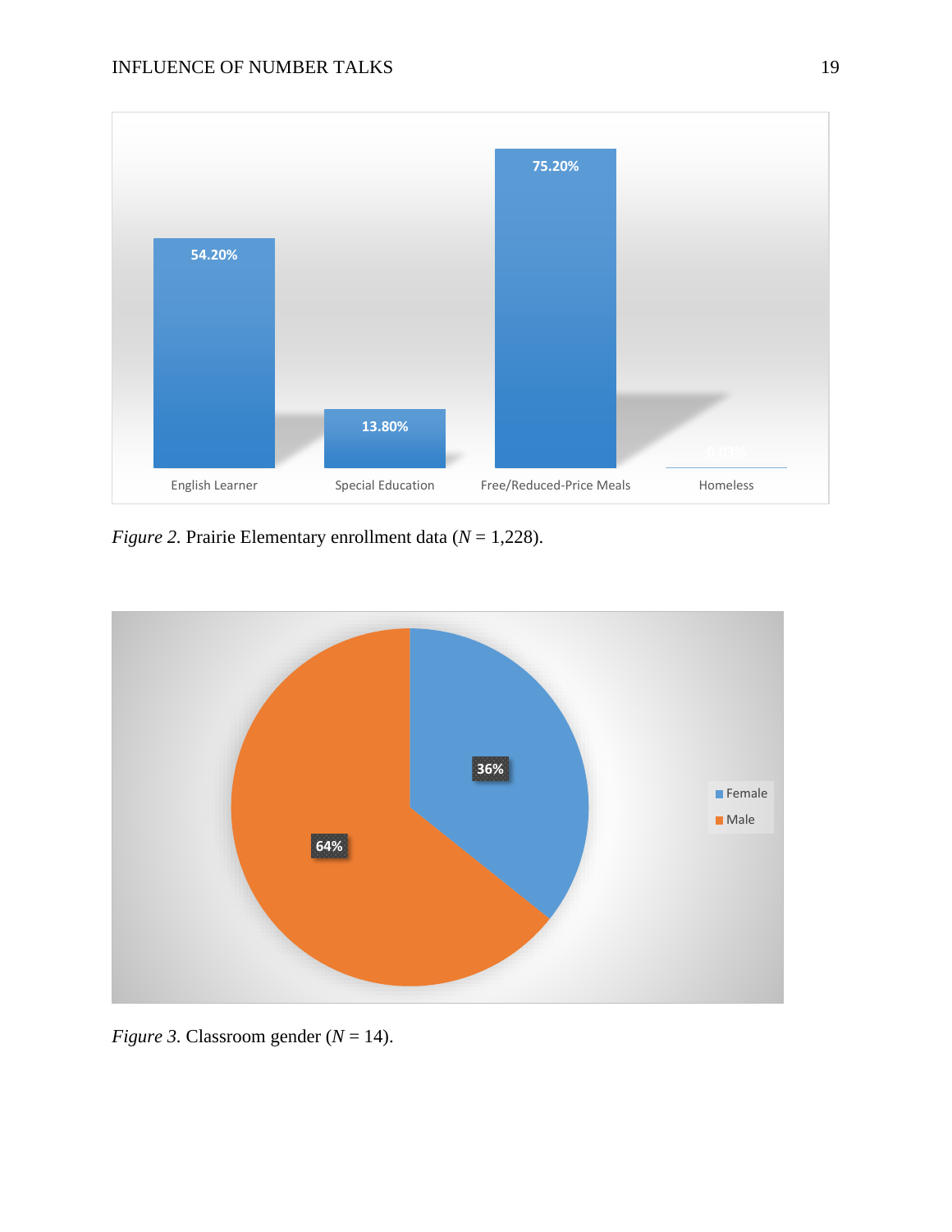*Figure 2.* Prairie Elementary enrollment data ($N$ = 1,228).

*Figure 3.* Classroom gender ($N$ = 14).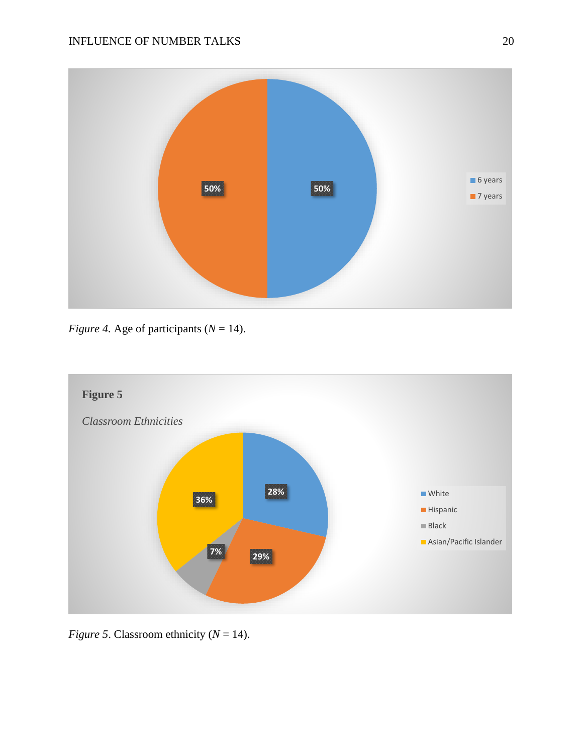*Figure 4.* Age of participants ($N$ = 14).

*Figure 5*. Classroom ethnicity ($N$ = 14).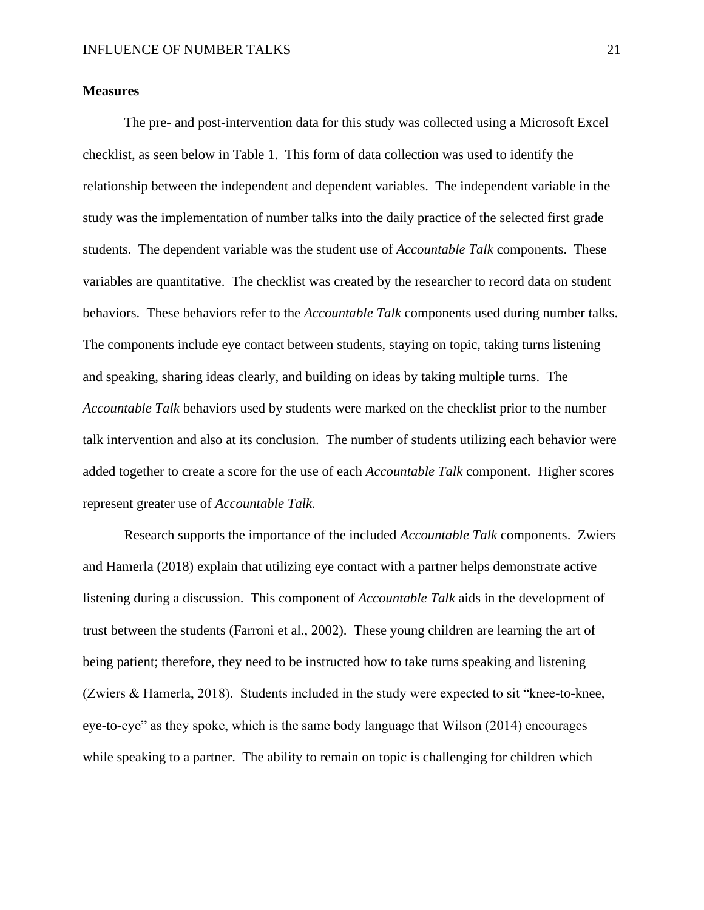**Measures**

The pre- and post-intervention data for this study was collected using a Microsoft Excel checklist, as seen below in Table 1. This form of data collection was used to identify the relationship between the independent and dependent variables. The independent variable in the study was the implementation of number talks into the daily practice of the selected first grade students. The dependent variable was the student use of *Accountable Talk* components. These variables are quantitative. The checklist was created by the researcher to record data on student behaviors. These behaviors refer to the *Accountable Talk* components used during number talks. The components include eye contact between students, staying on topic, taking turns listening and speaking, sharing ideas clearly, and building on ideas by taking multiple turns. The *Accountable Talk* behaviors used by students were marked on the checklist prior to the number talk intervention and also at its conclusion. The number of students utilizing each behavior were added together to create a score for the use of each *Accountable Talk* component. Higher scores represent greater use of *Accountable Talk*.

Research supports the importance of the included *Accountable Talk* components. Zwiers and Hamerla (2018) explain that utilizing eye contact with a partner helps demonstrate active listening during a discussion. This component of *Accountable Talk* aids in the development of trust between the students (Farroni et al., 2002). These young children are learning the art of being patient; therefore, they need to be instructed how to take turns speaking and listening (Zwiers & Hamerla, 2018). Students included in the study were expected to sit "knee-to-knee, eye-to-eye" as they spoke, which is the same body language that Wilson (2014) encourages while speaking to a partner. The ability to remain on topic is challenging for children which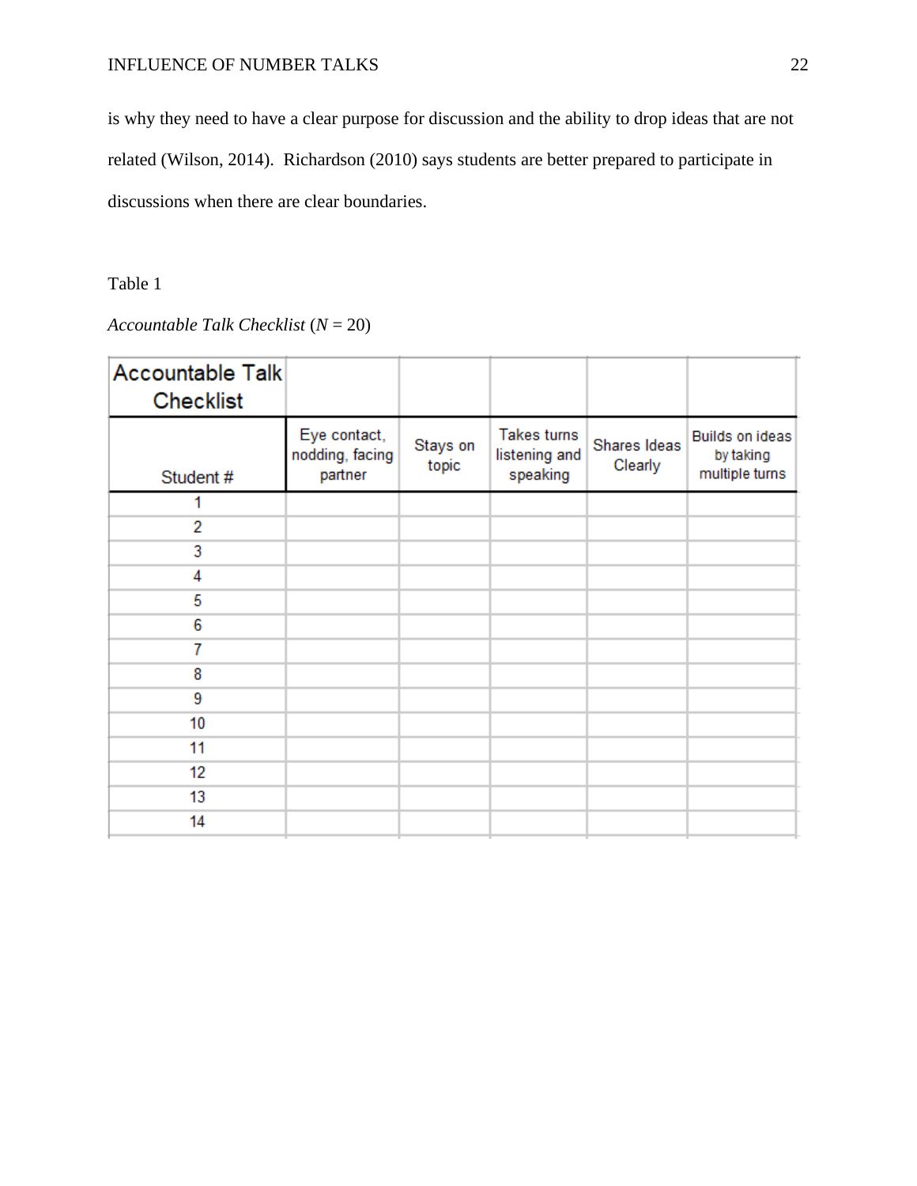is why they need to have a clear purpose for discussion and the ability to drop ideas that are not related (Wilson, 2014). Richardson (2010) says students are better prepared to participate in discussions when there are clear boundaries.

Table 1

*Accountable Talk Checklist* (*N* = 20)

| Accountable Talk Checklist | | | | | |
|---|---|---|---|---|---|
| Student # | Eye contact, nodding, facing partner | Stays on topic | Takes turns listening and speaking | Shares Ideas Clearly | Builds on ideas by taking multiple turns |
| 1 | | | | | |
| 2 | | | | | |
| 3 | | | | | |
| 4 | | | | | |
| 5 | | | | | |
| 6 | | | | | |
| 7 | | | | | |
| 8 | | | | | |
| 9 | | | | | |
| 10 | | | | | |
| 11 | | | | | |
| 12 | | | | | |
| 13 | | | | | |
| 14 | | | | | |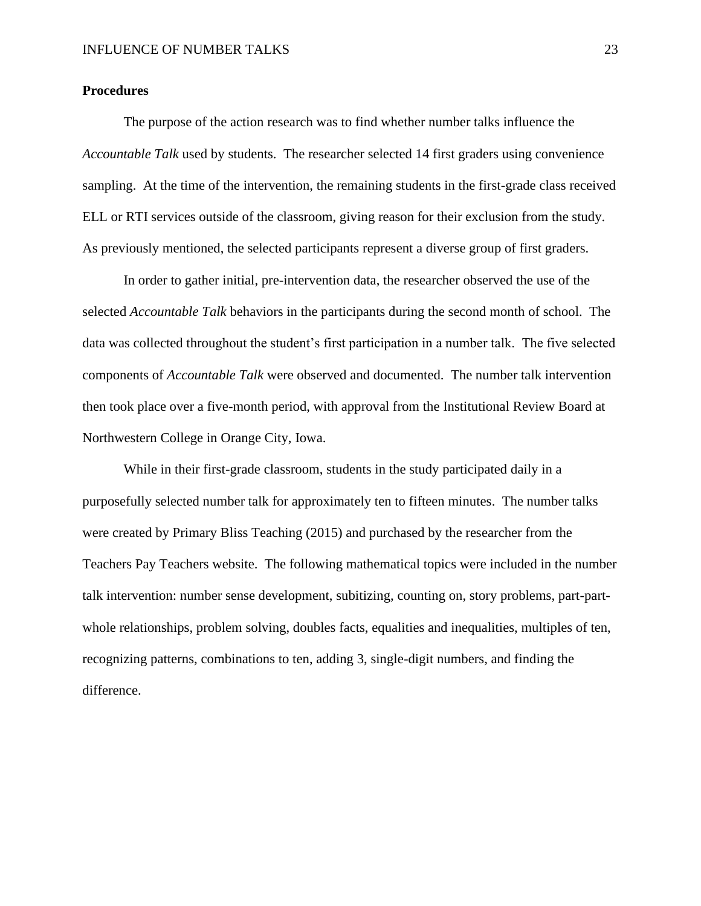**Procedures**

The purpose of the action research was to find whether number talks influence the *Accountable Talk* used by students. The researcher selected 14 first graders using convenience sampling. At the time of the intervention, the remaining students in the first-grade class received ELL or RTI services outside of the classroom, giving reason for their exclusion from the study. As previously mentioned, the selected participants represent a diverse group of first graders.

In order to gather initial, pre-intervention data, the researcher observed the use of the selected *Accountable Talk* behaviors in the participants during the second month of school. The data was collected throughout the student's first participation in a number talk. The five selected components of *Accountable Talk* were observed and documented. The number talk intervention then took place over a five-month period, with approval from the Institutional Review Board at Northwestern College in Orange City, Iowa.

While in their first-grade classroom, students in the study participated daily in a purposefully selected number talk for approximately ten to fifteen minutes. The number talks were created by Primary Bliss Teaching (2015) and purchased by the researcher from the Teachers Pay Teachers website. The following mathematical topics were included in the number talk intervention: number sense development, subitizing, counting on, story problems, part-part-whole relationships, problem solving, doubles facts, equalities and inequalities, multiples of ten, recognizing patterns, combinations to ten, adding 3, single-digit numbers, and finding the difference.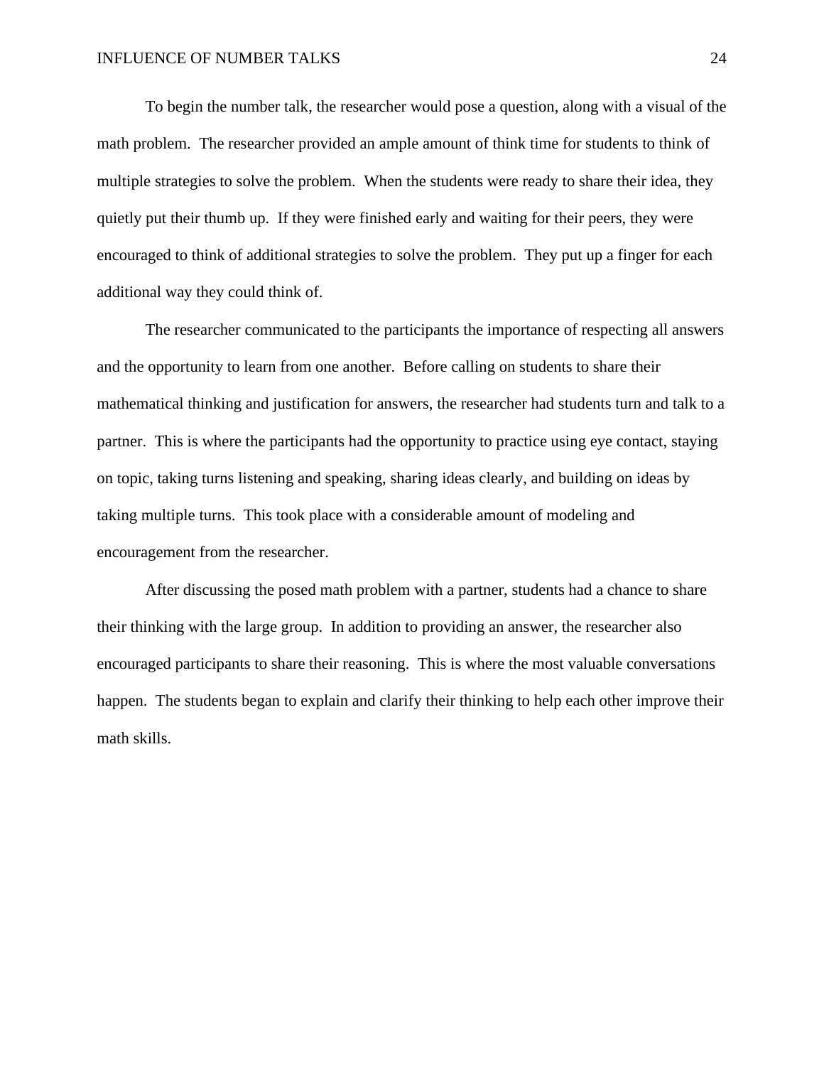To begin the number talk, the researcher would pose a question, along with a visual of the math problem.  The researcher provided an ample amount of think time for students to think of multiple strategies to solve the problem.  When the students were ready to share their idea, they quietly put their thumb up.  If they were finished early and waiting for their peers, they were encouraged to think of additional strategies to solve the problem.  They put up a finger for each additional way they could think of.

The researcher communicated to the participants the importance of respecting all answers and the opportunity to learn from one another.  Before calling on students to share their mathematical thinking and justification for answers, the researcher had students turn and talk to a partner.  This is where the participants had the opportunity to practice using eye contact, staying on topic, taking turns listening and speaking, sharing ideas clearly, and building on ideas by taking multiple turns.  This took place with a considerable amount of modeling and encouragement from the researcher.

After discussing the posed math problem with a partner, students had a chance to share their thinking with the large group.  In addition to providing an answer, the researcher also encouraged participants to share their reasoning.  This is where the most valuable conversations happen.  The students began to explain and clarify their thinking to help each other improve their math skills.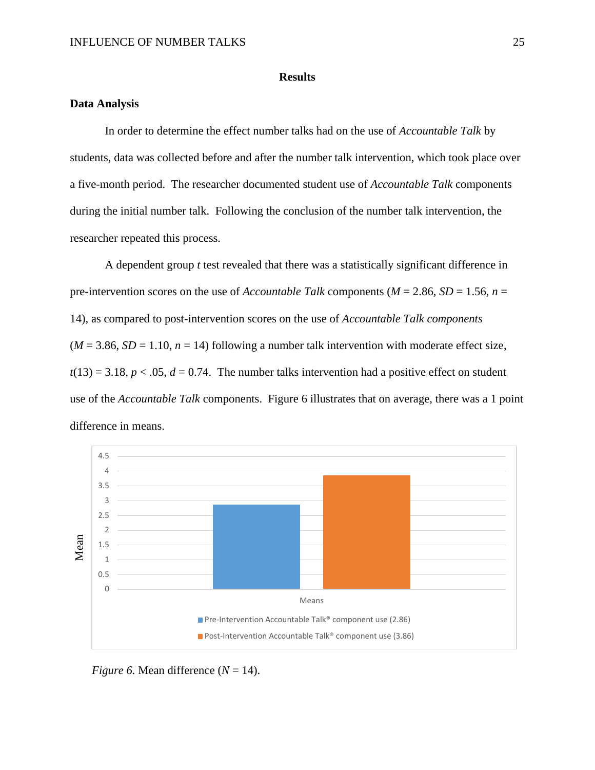# Results

## Data Analysis

In order to determine the effect number talks had on the use of *Accountable Talk* by students, data was collected before and after the number talk intervention, which took place over a five-month period. The researcher documented student use of *Accountable Talk* components during the initial number talk. Following the conclusion of the number talk intervention, the researcher repeated this process.

A dependent group *t* test revealed that there was a statistically significant difference in pre-intervention scores on the use of *Accountable Talk* components ($M$ = 2.86, $SD$ = 1.56, $n$ = 14), as compared to post-intervention scores on the use of *Accountable Talk components* ($M$ = 3.86, $SD$ = 1.10, $n$ = 14) following a number talk intervention with moderate effect size, $t(13) = 3.18$, $p < .05$, $d = 0.74$. The number talks intervention had a positive effect on student use of the *Accountable Talk* components. Figure 6 illustrates that on average, there was a 1 point difference in means.

| Means | Mean |
|---|---|
| Pre-Intervention Accountable Talk® component use (2.86) | 2.86 |
| Post-Intervention Accountable Talk® component use (3.86) | 3.86 |

*Figure 6.* Mean difference ($N$ = 14).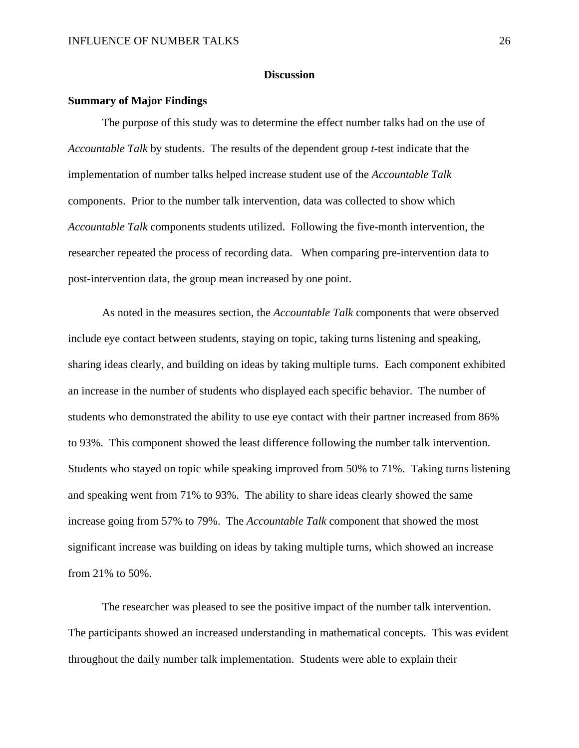## Discussion

### Summary of Major Findings

The purpose of this study was to determine the effect number talks had on the use of *Accountable Talk* by students. The results of the dependent group *t*-test indicate that the implementation of number talks helped increase student use of the *Accountable Talk* components. Prior to the number talk intervention, data was collected to show which *Accountable Talk* components students utilized. Following the five-month intervention, the researcher repeated the process of recording data. When comparing pre-intervention data to post-intervention data, the group mean increased by one point.

As noted in the measures section, the *Accountable Talk* components that were observed include eye contact between students, staying on topic, taking turns listening and speaking, sharing ideas clearly, and building on ideas by taking multiple turns. Each component exhibited an increase in the number of students who displayed each specific behavior. The number of students who demonstrated the ability to use eye contact with their partner increased from 86% to 93%. This component showed the least difference following the number talk intervention. Students who stayed on topic while speaking improved from 50% to 71%. Taking turns listening and speaking went from 71% to 93%. The ability to share ideas clearly showed the same increase going from 57% to 79%. The *Accountable Talk* component that showed the most significant increase was building on ideas by taking multiple turns, which showed an increase from 21% to 50%.

The researcher was pleased to see the positive impact of the number talk intervention. The participants showed an increased understanding in mathematical concepts. This was evident throughout the daily number talk implementation. Students were able to explain their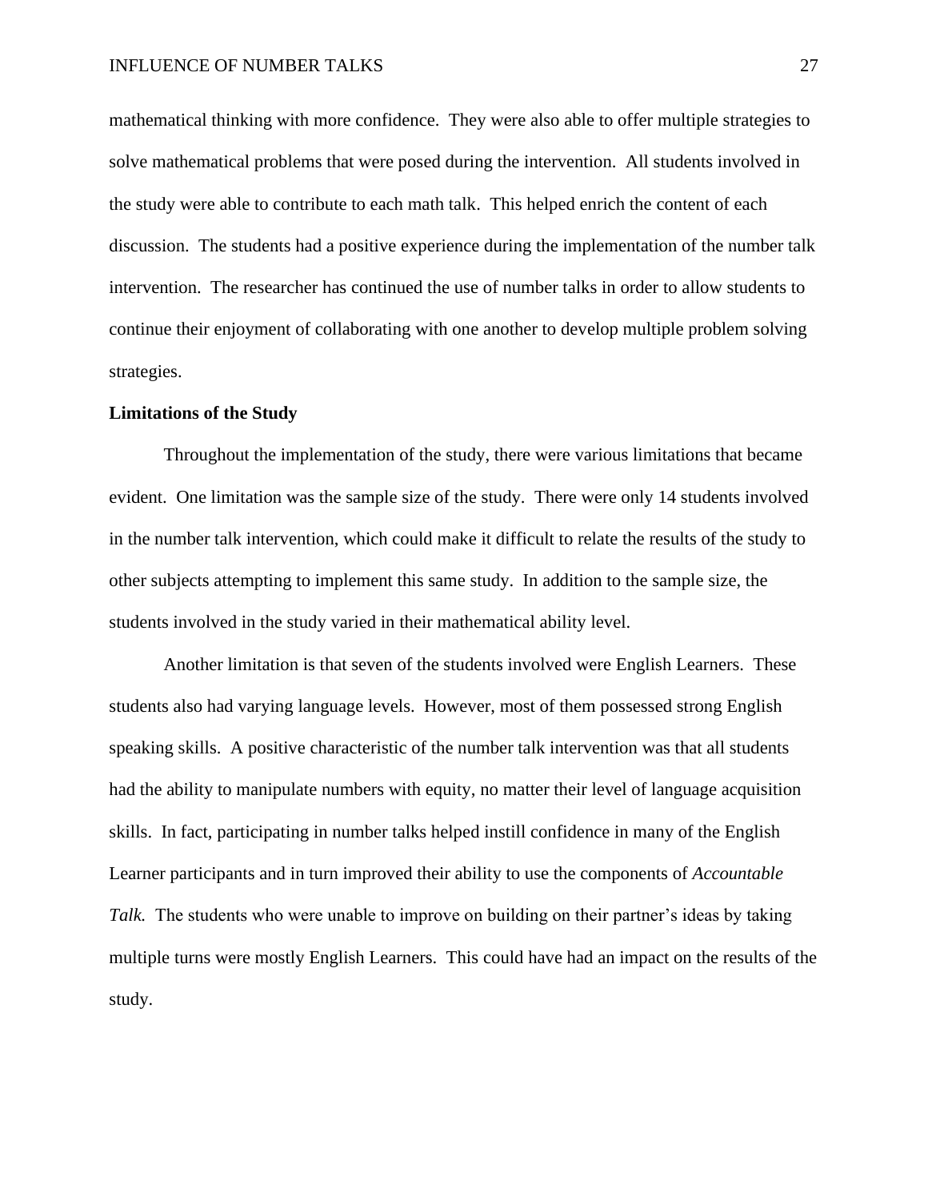mathematical thinking with more confidence. They were also able to offer multiple strategies to solve mathematical problems that were posed during the intervention. All students involved in the study were able to contribute to each math talk. This helped enrich the content of each discussion. The students had a positive experience during the implementation of the number talk intervention. The researcher has continued the use of number talks in order to allow students to continue their enjoyment of collaborating with one another to develop multiple problem solving strategies.

**Limitations of the Study**

Throughout the implementation of the study, there were various limitations that became evident. One limitation was the sample size of the study. There were only 14 students involved in the number talk intervention, which could make it difficult to relate the results of the study to other subjects attempting to implement this same study. In addition to the sample size, the students involved in the study varied in their mathematical ability level.

Another limitation is that seven of the students involved were English Learners. These students also had varying language levels. However, most of them possessed strong English speaking skills. A positive characteristic of the number talk intervention was that all students had the ability to manipulate numbers with equity, no matter their level of language acquisition skills. In fact, participating in number talks helped instill confidence in many of the English Learner participants and in turn improved their ability to use the components of *Accountable Talk.* The students who were unable to improve on building on their partner's ideas by taking multiple turns were mostly English Learners. This could have had an impact on the results of the study.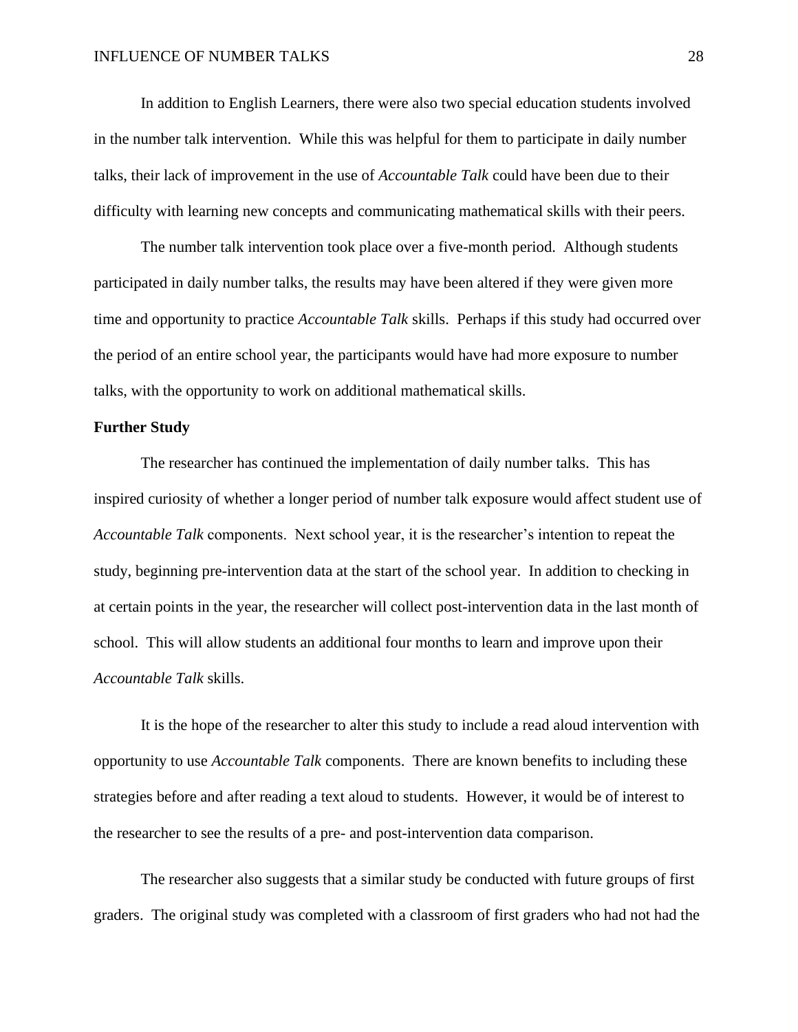In addition to English Learners, there were also two special education students involved in the number talk intervention. While this was helpful for them to participate in daily number talks, their lack of improvement in the use of *Accountable Talk* could have been due to their difficulty with learning new concepts and communicating mathematical skills with their peers.

The number talk intervention took place over a five-month period. Although students participated in daily number talks, the results may have been altered if they were given more time and opportunity to practice *Accountable Talk* skills. Perhaps if this study had occurred over the period of an entire school year, the participants would have had more exposure to number talks, with the opportunity to work on additional mathematical skills.

## Further Study

The researcher has continued the implementation of daily number talks. This has inspired curiosity of whether a longer period of number talk exposure would affect student use of *Accountable Talk* components. Next school year, it is the researcher's intention to repeat the study, beginning pre-intervention data at the start of the school year. In addition to checking in at certain points in the year, the researcher will collect post-intervention data in the last month of school. This will allow students an additional four months to learn and improve upon their *Accountable Talk* skills.

It is the hope of the researcher to alter this study to include a read aloud intervention with opportunity to use *Accountable Talk* components. There are known benefits to including these strategies before and after reading a text aloud to students. However, it would be of interest to the researcher to see the results of a pre- and post-intervention data comparison.

The researcher also suggests that a similar study be conducted with future groups of first graders. The original study was completed with a classroom of first graders who had not had the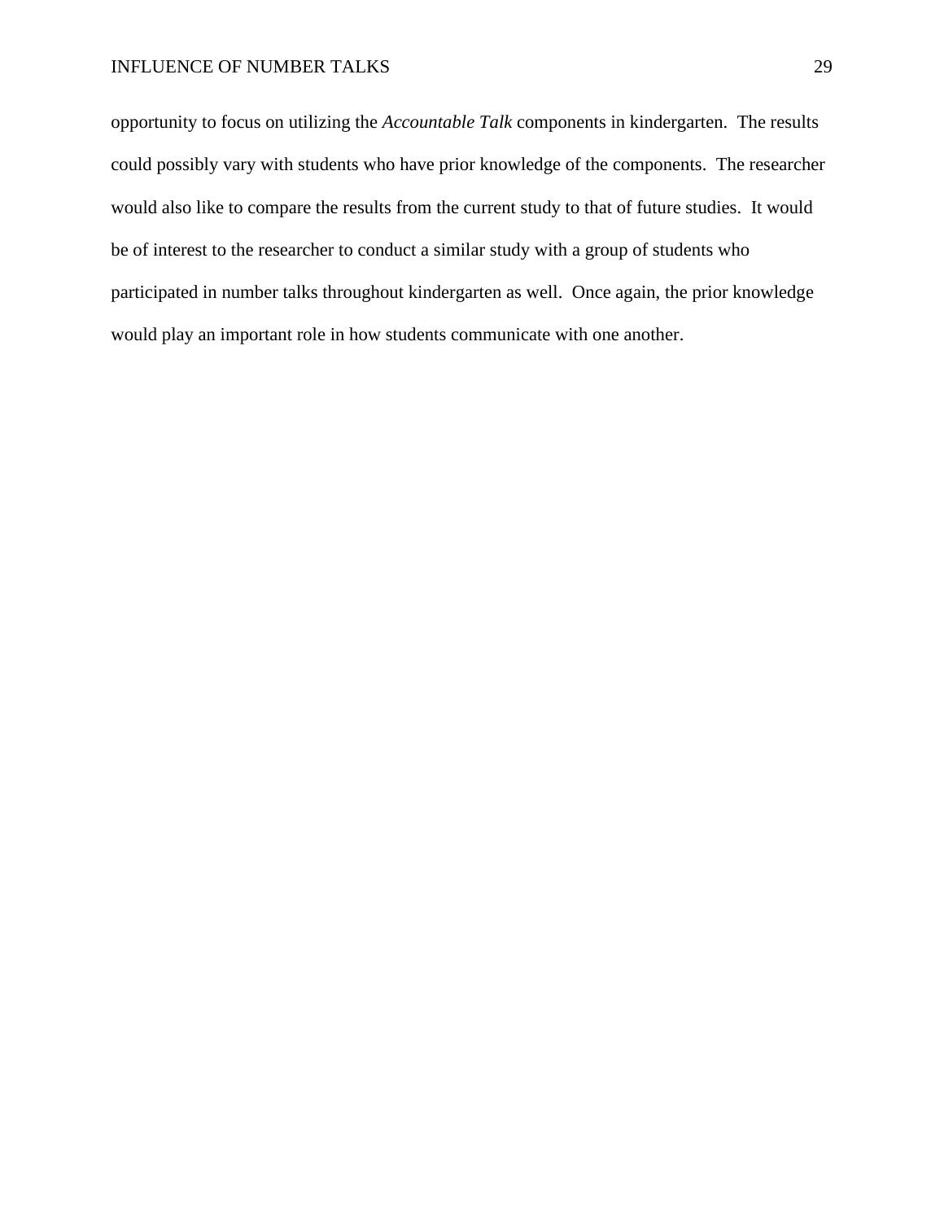opportunity to focus on utilizing the *Accountable Talk* components in kindergarten. The results could possibly vary with students who have prior knowledge of the components. The researcher would also like to compare the results from the current study to that of future studies. It would be of interest to the researcher to conduct a similar study with a group of students who participated in number talks throughout kindergarten as well. Once again, the prior knowledge would play an important role in how students communicate with one another.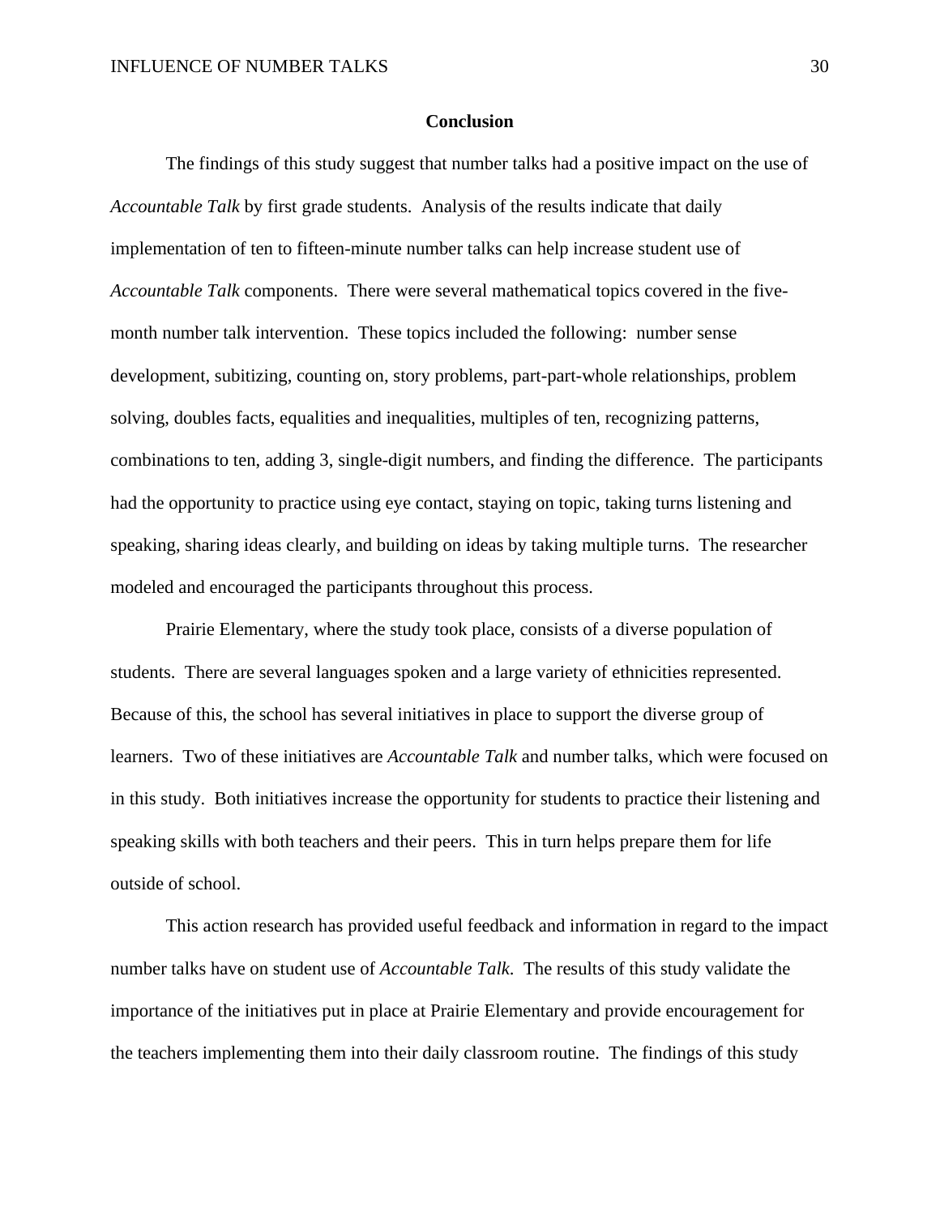## Conclusion

The findings of this study suggest that number talks had a positive impact on the use of *Accountable Talk* by first grade students. Analysis of the results indicate that daily implementation of ten to fifteen-minute number talks can help increase student use of *Accountable Talk* components. There were several mathematical topics covered in the five-month number talk intervention. These topics included the following: number sense development, subitizing, counting on, story problems, part-part-whole relationships, problem solving, doubles facts, equalities and inequalities, multiples of ten, recognizing patterns, combinations to ten, adding 3, single-digit numbers, and finding the difference. The participants had the opportunity to practice using eye contact, staying on topic, taking turns listening and speaking, sharing ideas clearly, and building on ideas by taking multiple turns. The researcher modeled and encouraged the participants throughout this process.

Prairie Elementary, where the study took place, consists of a diverse population of students. There are several languages spoken and a large variety of ethnicities represented. Because of this, the school has several initiatives in place to support the diverse group of learners. Two of these initiatives are *Accountable Talk* and number talks, which were focused on in this study. Both initiatives increase the opportunity for students to practice their listening and speaking skills with both teachers and their peers. This in turn helps prepare them for life outside of school.

This action research has provided useful feedback and information in regard to the impact number talks have on student use of *Accountable Talk*. The results of this study validate the importance of the initiatives put in place at Prairie Elementary and provide encouragement for the teachers implementing them into their daily classroom routine. The findings of this study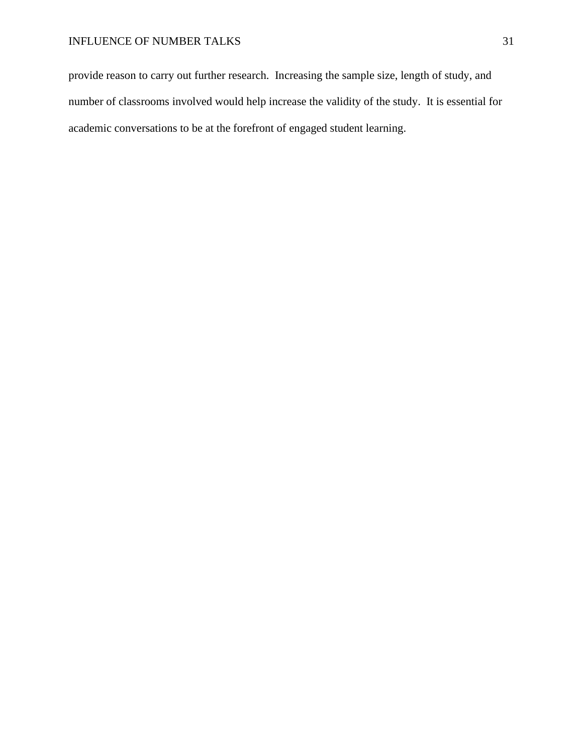provide reason to carry out further research. Increasing the sample size, length of study, and number of classrooms involved would help increase the validity of the study. It is essential for academic conversations to be at the forefront of engaged student learning.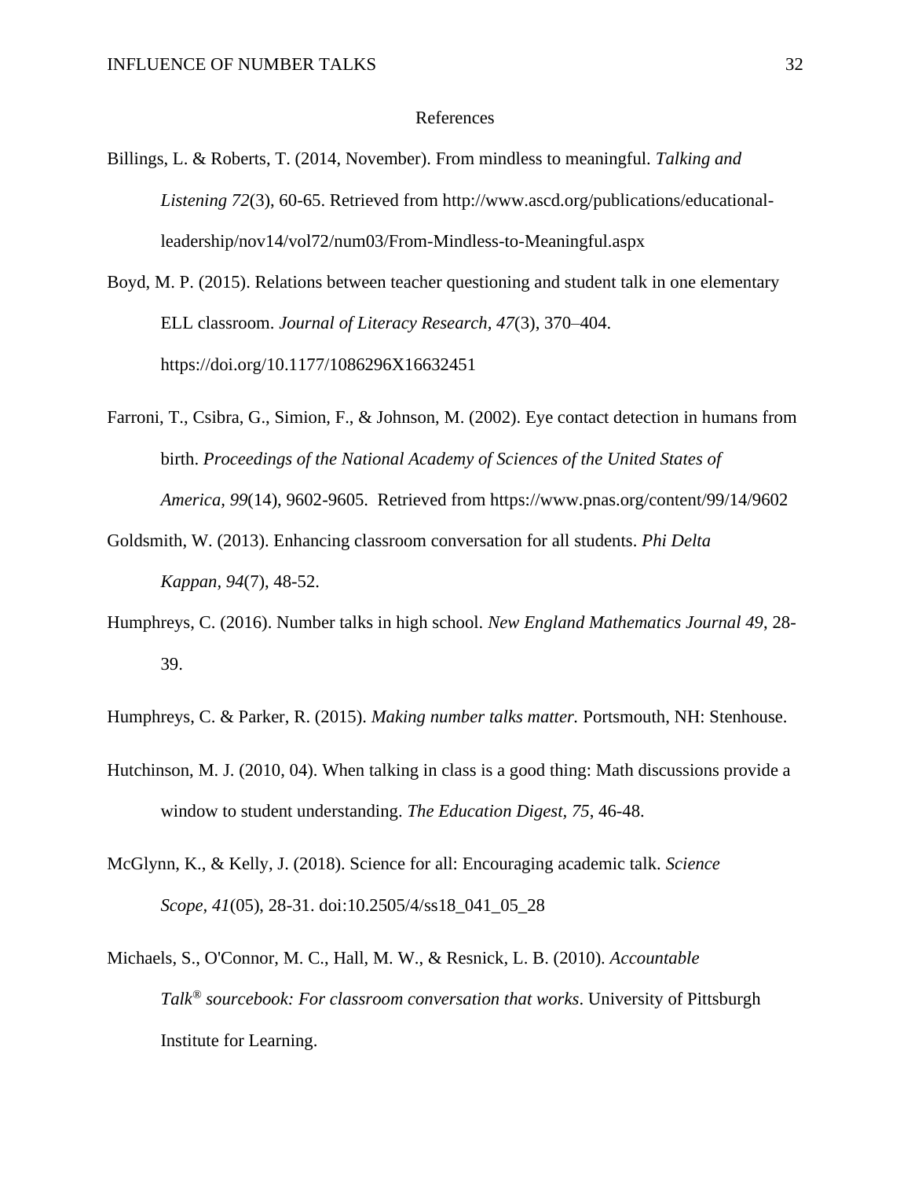# References

Billings, L. & Roberts, T. (2014, November). From mindless to meaningful. *Talking and Listening 72*(3), 60-65. Retrieved from http://www.ascd.org/publications/educational-leadership/nov14/vol72/num03/From-Mindless-to-Meaningful.aspx

Boyd, M. P. (2015). Relations between teacher questioning and student talk in one elementary ELL classroom. *Journal of Literacy Research*, *47*(3), 370–404. https://doi.org/10.1177/1086296X16632451

Farroni, T., Csibra, G., Simion, F., & Johnson, M. (2002). Eye contact detection in humans from birth. *Proceedings of the National Academy of Sciences of the United States of America*, *99*(14), 9602-9605. Retrieved from https://www.pnas.org/content/99/14/9602

Goldsmith, W. (2013). Enhancing classroom conversation for all students. *Phi Delta Kappan, 94*(7), 48-52.

Humphreys, C. (2016). Number talks in high school. *New England Mathematics Journal 49*, 28-39.

Humphreys, C. & Parker, R. (2015). *Making number talks matter.* Portsmouth, NH: Stenhouse.

Hutchinson, M. J. (2010, 04). When talking in class is a good thing: Math discussions provide a window to student understanding. *The Education Digest, 75*, 46-48.

McGlynn, K., & Kelly, J. (2018). Science for all: Encouraging academic talk. *Science Scope, 41*(05), 28-31. doi:10.2505/4/ss18_041_05_28

Michaels, S., O'Connor, M. C., Hall, M. W., & Resnick, L. B. (2010). *Accountable Talk® sourcebook: For classroom conversation that works*. University of Pittsburgh Institute for Learning.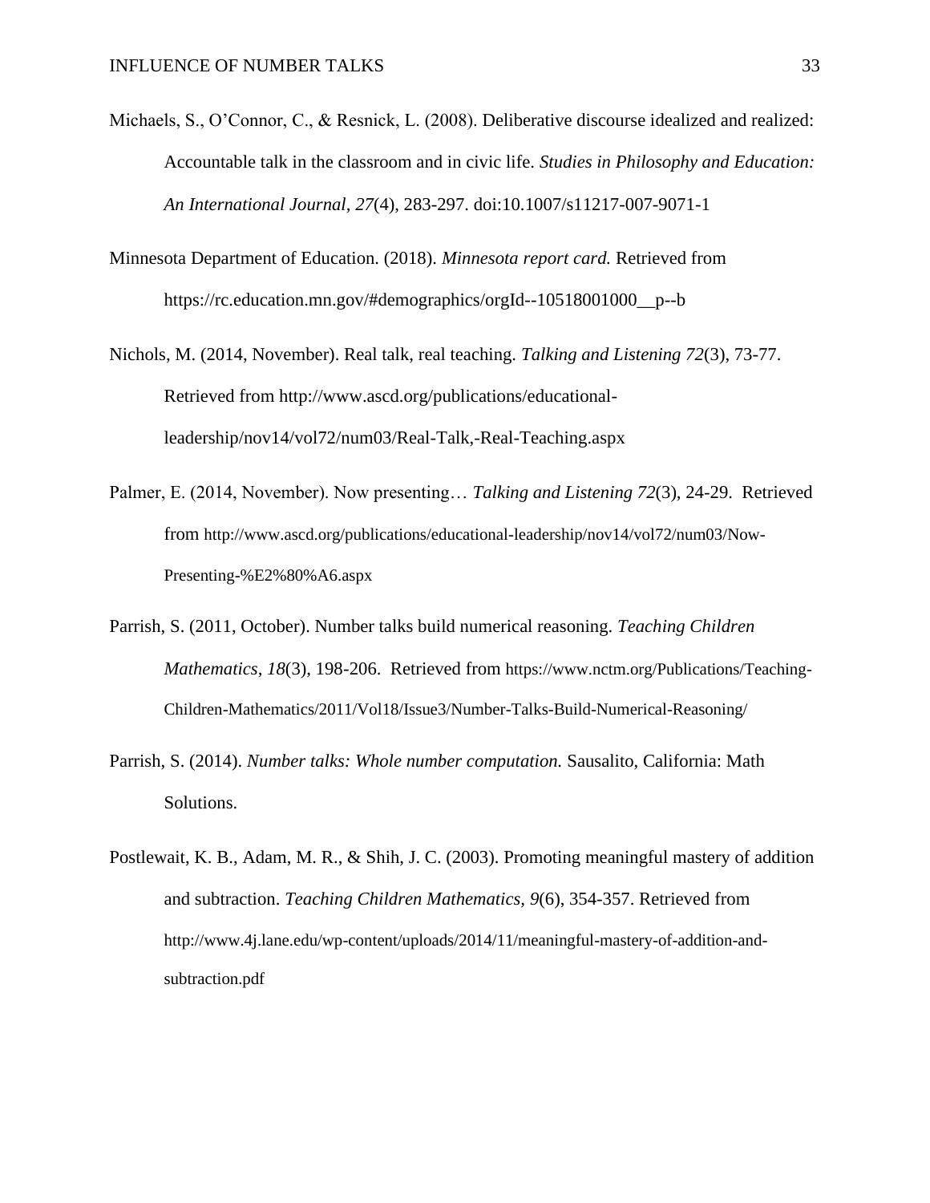Michaels, S., O'Connor, C., & Resnick, L. (2008). Deliberative discourse idealized and realized: Accountable talk in the classroom and in civic life. *Studies in Philosophy and Education: An International Journal, 27*(4), 283-297. doi:10.1007/s11217-007-9071-1

Minnesota Department of Education. (2018). *Minnesota report card.* Retrieved from https://rc.education.mn.gov/#demographics/orgId--10518001000__p--b

Nichols, M. (2014, November). Real talk, real teaching. *Talking and Listening 72*(3), 73-77. Retrieved from http://www.ascd.org/publications/educational-leadership/nov14/vol72/num03/Real-Talk,-Real-Teaching.aspx

Palmer, E. (2014, November). Now presenting… *Talking and Listening 72*(3), 24-29. Retrieved from http://www.ascd.org/publications/educational-leadership/nov14/vol72/num03/Now-Presenting-%E2%80%A6.aspx

Parrish, S. (2011, October). Number talks build numerical reasoning. *Teaching Children Mathematics, 18*(3), 198-206. Retrieved from https://www.nctm.org/Publications/Teaching-Children-Mathematics/2011/Vol18/Issue3/Number-Talks-Build-Numerical-Reasoning/

Parrish, S. (2014). *Number talks: Whole number computation.* Sausalito, California: Math Solutions.

Postlewait, K. B., Adam, M. R., & Shih, J. C. (2003). Promoting meaningful mastery of addition and subtraction. *Teaching Children Mathematics, 9*(6), 354-357. Retrieved from http://www.4j.lane.edu/wp-content/uploads/2014/11/meaningful-mastery-of-addition-and-subtraction.pdf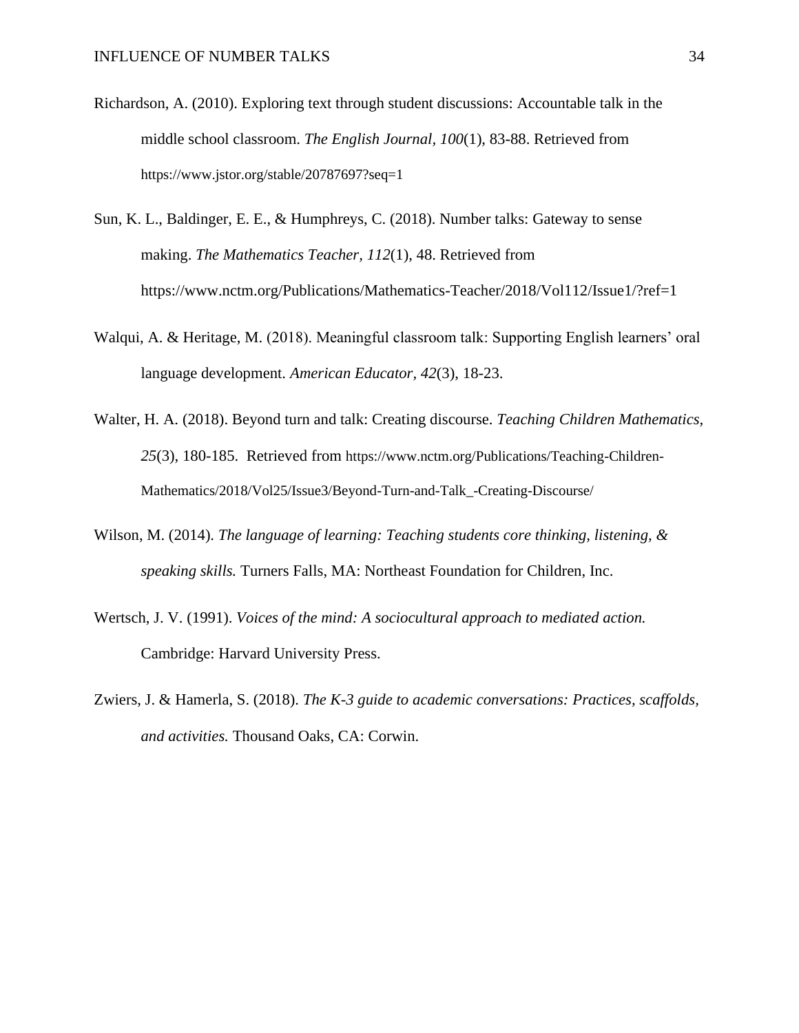Richardson, A. (2010). Exploring text through student discussions: Accountable talk in the middle school classroom. *The English Journal, 100*(1), 83-88. Retrieved from https://www.jstor.org/stable/20787697?seq=1

Sun, K. L., Baldinger, E. E., & Humphreys, C. (2018). Number talks: Gateway to sense making. *The Mathematics Teacher, 112*(1), 48. Retrieved from https://www.nctm.org/Publications/Mathematics-Teacher/2018/Vol112/Issue1/?ref=1

Walqui, A. & Heritage, M. (2018). Meaningful classroom talk: Supporting English learners' oral language development. *American Educator, 42*(3), 18-23.

Walter, H. A. (2018). Beyond turn and talk: Creating discourse. *Teaching Children Mathematics, 25*(3), 180-185. Retrieved from https://www.nctm.org/Publications/Teaching-Children-Mathematics/2018/Vol25/Issue3/Beyond-Turn-and-Talk_-Creating-Discourse/

Wilson, M. (2014). *The language of learning: Teaching students core thinking, listening, & speaking skills.* Turners Falls, MA: Northeast Foundation for Children, Inc.

Wertsch, J. V. (1991). *Voices of the mind: A sociocultural approach to mediated action.* Cambridge: Harvard University Press.

Zwiers, J. & Hamerla, S. (2018). *The K-3 guide to academic conversations: Practices, scaffolds, and activities.* Thousand Oaks, CA: Corwin.